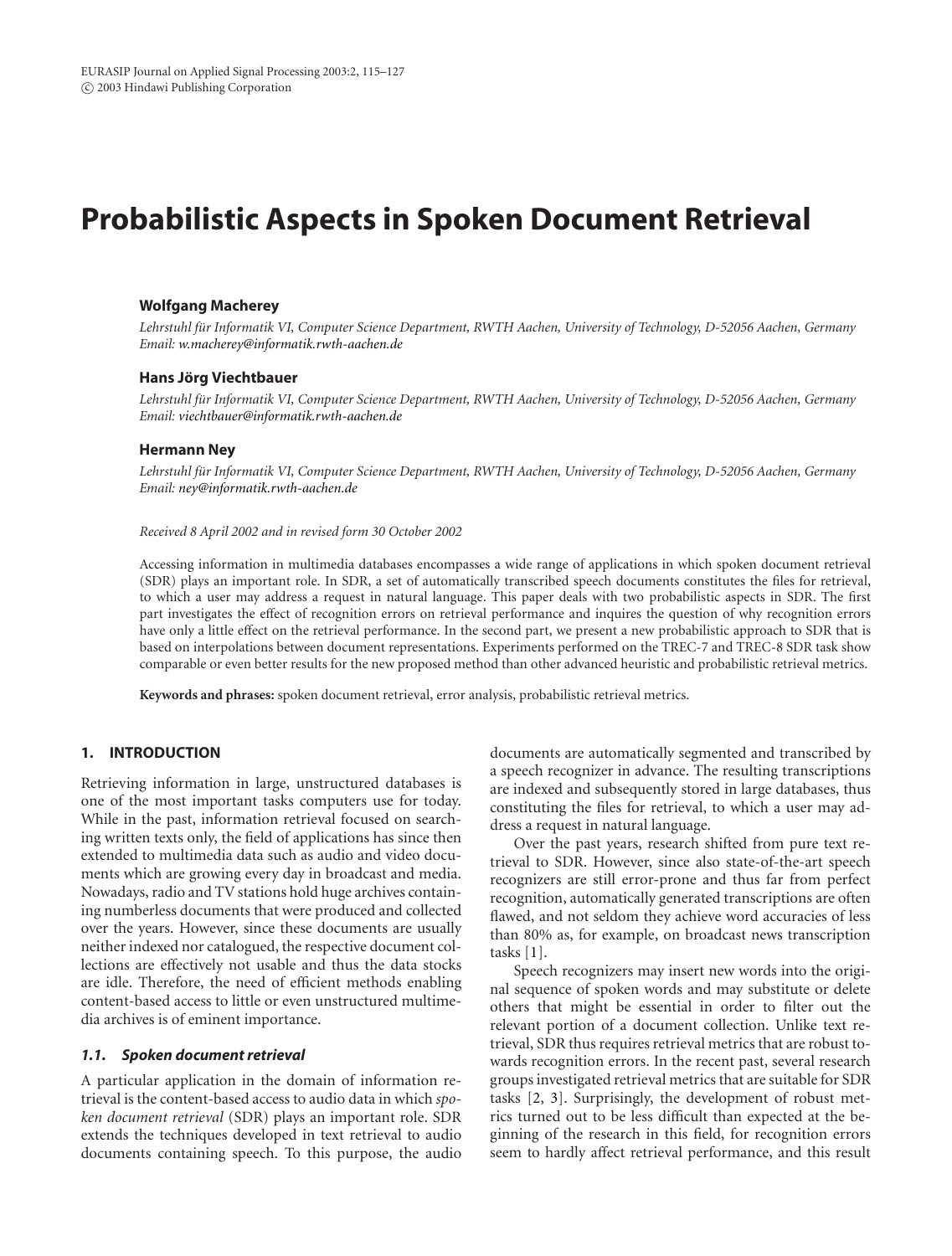# Probabilistic Aspects in Spoken Document Retrieval

**Wolfgang Macherey**

*Lehrstuhl für Informatik VI, Computer Science Department, RWTH Aachen, University of Technology, D-52056 Aachen, Germany*
*Email: w.macherey@informatik.rwth-aachen.de*

**Hans Jörg Viechtbauer**

*Lehrstuhl für Informatik VI, Computer Science Department, RWTH Aachen, University of Technology, D-52056 Aachen, Germany*
*Email: viechtbauer@informatik.rwth-aachen.de*

**Hermann Ney**

*Lehrstuhl für Informatik VI, Computer Science Department, RWTH Aachen, University of Technology, D-52056 Aachen, Germany*
*Email: ney@informatik.rwth-aachen.de*

*Received 8 April 2002 and in revised form 30 October 2002*

Accessing information in multimedia databases encompasses a wide range of applications in which spoken document retrieval (SDR) plays an important role. In SDR, a set of automatically transcribed speech documents constitutes the files for retrieval, to which a user may address a request in natural language. This paper deals with two probabilistic aspects in SDR. The first part investigates the effect of recognition errors on retrieval performance and inquires the question of why recognition errors have only a little effect on the retrieval performance. In the second part, we present a new probabilistic approach to SDR that is based on interpolations between document representations. Experiments performed on the TREC-7 and TREC-8 SDR task show comparable or even better results for the new proposed method than other advanced heuristic and probabilistic retrieval metrics.

**Keywords and phrases:** spoken document retrieval, error analysis, probabilistic retrieval metrics.

## 1. INTRODUCTION

Retrieving information in large, unstructured databases is one of the most important tasks computers use for today. While in the past, information retrieval focused on searching written texts only, the field of applications has since then extended to multimedia data such as audio and video documents which are growing every day in broadcast and media. Nowadays, radio and TV stations hold huge archives containing numberless documents that were produced and collected over the years. However, since these documents are usually neither indexed nor catalogued, the respective document collections are effectively not usable and thus the data stocks are idle. Therefore, the need of efficient methods enabling content-based access to little or even unstructured multimedia archives is of eminent importance.

### 1.1. Spoken document retrieval

A particular application in the domain of information retrieval is the content-based access to audio data in which *spoken document retrieval* (SDR) plays an important role. SDR extends the techniques developed in text retrieval to audio documents containing speech. To this purpose, the audio documents are automatically segmented and transcribed by a speech recognizer in advance. The resulting transcriptions are indexed and subsequently stored in large databases, thus constituting the files for retrieval, to which a user may address a request in natural language.

Over the past years, research shifted from pure text retrieval to SDR. However, since also state-of-the-art speech recognizers are still error-prone and thus far from perfect recognition, automatically generated transcriptions are often flawed, and not seldom they achieve word accuracies of less than 80% as, for example, on broadcast news transcription tasks [1].

Speech recognizers may insert new words into the original sequence of spoken words and may substitute or delete others that might be essential in order to filter out the relevant portion of a document collection. Unlike text retrieval, SDR thus requires retrieval metrics that are robust towards recognition errors. In the recent past, several research groups investigated retrieval metrics that are suitable for SDR tasks [2, 3]. Surprisingly, the development of robust metrics turned out to be less difficult than expected at the beginning of the research in this field, for recognition errors seem to hardly affect retrieval performance, and this result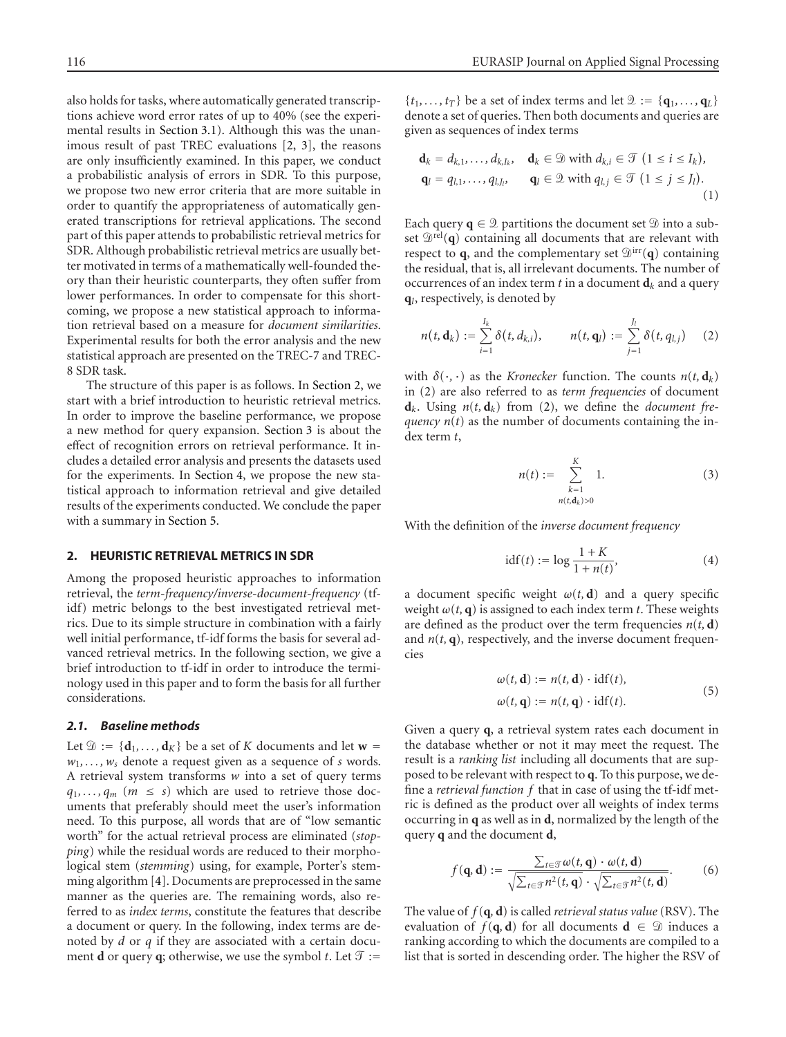also holds for tasks, where automatically generated transcriptions achieve word error rates of up to 40% (see the experimental results in Section 3.1). Although this was the unanimous result of past TREC evaluations [2, 3], the reasons are only insufficiently examined. In this paper, we conduct a probabilistic analysis of errors in SDR. To this purpose, we propose two new error criteria that are more suitable in order to quantify the appropriateness of automatically generated transcriptions for retrieval applications. The second part of this paper attends to probabilistic retrieval metrics for SDR. Although probabilistic retrieval metrics are usually better motivated in terms of a mathematically well-founded theory than their heuristic counterparts, they often suffer from lower performances. In order to compensate for this shortcoming, we propose a new statistical approach to information retrieval based on a measure for *document similarities*. Experimental results for both the error analysis and the new statistical approach are presented on the TREC-7 and TREC-8 SDR task.

The structure of this paper is as follows. In Section 2, we start with a brief introduction to heuristic retrieval metrics. In order to improve the baseline performance, we propose a new method for query expansion. Section 3 is about the effect of recognition errors on retrieval performance. It includes a detailed error analysis and presents the datasets used for the experiments. In Section 4, we propose the new statistical approach to information retrieval and give detailed results of the experiments conducted. We conclude the paper with a summary in Section 5.

## 2. HEURISTIC RETRIEVAL METRICS IN SDR

Among the proposed heuristic approaches to information retrieval, the *term-frequency/inverse-document-frequency* (tf-idf) metric belongs to the best investigated retrieval metrics. Due to its simple structure in combination with a fairly well initial performance, tf-idf forms the basis for several advanced retrieval metrics. In the following section, we give a brief introduction to tf-idf in order to introduce the terminology used in this paper and to form the basis for all further considerations.

### 2.1. Baseline methods

Let $\mathcal{D} := \{\mathbf{d}_1, \ldots, \mathbf{d}_K\}$ be a set of $K$ documents and let $\mathbf{w} = w_1, \ldots, w_s$ denote a request given as a sequence of $s$ words. A retrieval system transforms $w$ into a set of query terms $q_1, \ldots, q_m$ $(m \leq s)$ which are used to retrieve those documents that preferably should meet the user's information need. To this purpose, all words that are of "low semantic worth" for the actual retrieval process are eliminated (*stopping*) while the residual words are reduced to their morphological stem (*stemming*) using, for example, Porter's stemming algorithm [4]. Documents are preprocessed in the same manner as the queries are. The remaining words, also referred to as *index terms*, constitute the features that describe a document or query. In the following, index terms are denoted by $d$ or $q$ if they are associated with a certain document $\mathbf{d}$ or query $\mathbf{q}$; otherwise, we use the symbol $t$. Let $\mathcal{T} := \{t_1, \ldots, t_T\}$ be a set of index terms and let $\mathcal{Q} := \{\mathbf{q}_1, \ldots, \mathbf{q}_L\}$ denote a set of queries. Then both documents and queries are given as sequences of index terms

$$
\begin{aligned}
\mathbf{d}_k &= d_{k,1}, \ldots, d_{k,I_k}, \quad \mathbf{d}_k \in \mathcal{D} \text{ with } d_{k,i} \in \mathcal{T} \ (1 \leq i \leq I_k), \\
\mathbf{q}_l &= q_{l,1}, \ldots, q_{l,J_l}, \quad \mathbf{q}_l \in \mathcal{Q} \text{ with } q_{l,j} \in \mathcal{T} \ (1 \leq j \leq J_l).
\end{aligned}
\tag{1}
$$

Each query $\mathbf{q} \in \mathcal{Q}$ partitions the document set $\mathcal{D}$ into a subset $\mathcal{D}^{\text{rel}}(\mathbf{q})$ containing all documents that are relevant with respect to $\mathbf{q}$, and the complementary set $\mathcal{D}^{\text{irr}}(\mathbf{q})$ containing the residual, that is, all irrelevant documents. The number of occurrences of an index term $t$ in a document $\mathbf{d}_k$ and a query $\mathbf{q}_l$, respectively, is denoted by

$$
n(t, \mathbf{d}_k) := \sum_{i=1}^{I_k} \delta(t, d_{k,i}), \qquad n(t, \mathbf{q}_l) := \sum_{j=1}^{J_l} \delta(t, q_{l,j}) \tag{2}
$$

with $\delta(\cdot, \cdot)$ as the *Kronecker* function. The counts $n(t, \mathbf{d}_k)$ in (2) are also referred to as *term frequencies* of document $\mathbf{d}_k$. Using $n(t, \mathbf{d}_k)$ from (2), we define the *document frequency* $n(t)$ as the number of documents containing the index term $t$,

$$
n(t) := \sum_{\substack{k=1 \\ n(t, \mathbf{d}_k) > 0}}^{K} 1. \tag{3}
$$

With the definition of the *inverse document frequency*

$$
\text{idf}(t) := \log \frac{1 + K}{1 + n(t)}, \tag{4}
$$

a document specific weight $\omega(t, \mathbf{d})$ and a query specific weight $\omega(t, \mathbf{q})$ is assigned to each index term $t$. These weights are defined as the product over the term frequencies $n(t, \mathbf{d})$ and $n(t, \mathbf{q})$, respectively, and the inverse document frequencies

$$
\begin{aligned}
\omega(t, \mathbf{d}) &:= n(t, \mathbf{d}) \cdot \text{idf}(t), \\
\omega(t, \mathbf{q}) &:= n(t, \mathbf{q}) \cdot \text{idf}(t).
\end{aligned}
\tag{5}
$$

Given a query $\mathbf{q}$, a retrieval system rates each document in the database whether or not it may meet the request. The result is a *ranking list* including all documents that are supposed to be relevant with respect to $\mathbf{q}$. To this purpose, we define a *retrieval function* $f$ that in case of using the tf-idf metric is defined as the product over all weights of index terms occurring in $\mathbf{q}$ as well as in $\mathbf{d}$, normalized by the length of the query $\mathbf{q}$ and the document $\mathbf{d}$,

$$
f(\mathbf{q}, \mathbf{d}) := \frac{\sum_{t \in \mathcal{T}} \omega(t, \mathbf{q}) \cdot \omega(t, \mathbf{d})}{\sqrt{\sum_{t \in \mathcal{T}} n^2(t, \mathbf{q})} \cdot \sqrt{\sum_{t \in \mathcal{T}} n^2(t, \mathbf{d})}}. \tag{6}
$$

The value of $f(\mathbf{q}, \mathbf{d})$ is called *retrieval status value* (RSV). The evaluation of $f(\mathbf{q}, \mathbf{d})$ for all documents $\mathbf{d} \in \mathcal{D}$ induces a ranking according to which the documents are compiled to a list that is sorted in descending order. The higher the RSV of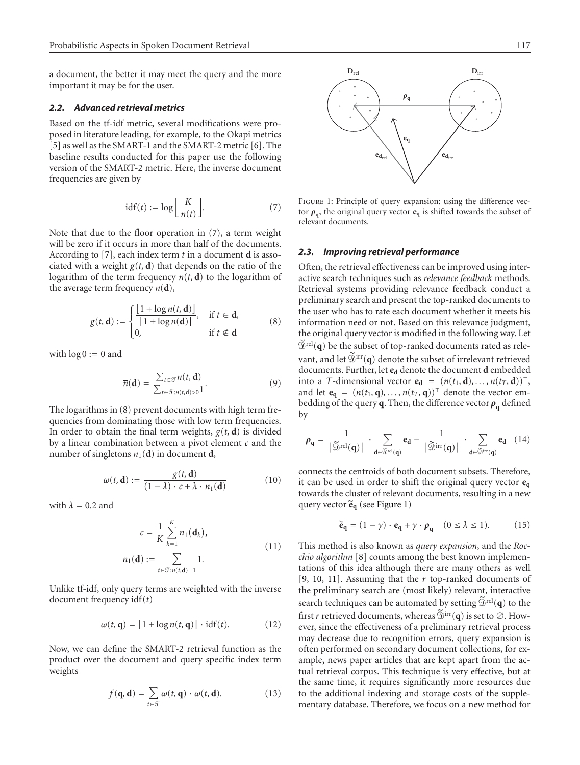a document, the better it may meet the query and the more important it may be for the user.

### *2.2. Advanced retrieval metrics*

Based on the tf-idf metric, several modifications were proposed in literature leading, for example, to the Okapi metrics [5] as well as the SMART-1 and the SMART-2 metric [6]. The baseline results conducted for this paper use the following version of the SMART-2 metric. Here, the inverse document frequencies are given by

$$\mathrm{idf}(t) := \log \left\lfloor \frac{K}{n(t)} \right\rfloor. \tag{7}$$

Note that due to the floor operation in (7), a term weight will be zero if it occurs in more than half of the documents. According to [7], each index term $t$ in a document $\mathbf{d}$ is associated with a weight $g(t, \mathbf{d})$ that depends on the ratio of the logarithm of the term frequency $n(t, \mathbf{d})$ to the logarithm of the average term frequency $\overline{n}(\mathbf{d})$,

$$g(t, \mathbf{d}) := \begin{cases} \dfrac{\left[1 + \log n(t, \mathbf{d})\right]}{\left[1 + \log \overline{n}(\mathbf{d})\right]}, & \text{if } t \in \mathbf{d}, \\ 0, & \text{if } t \notin \mathbf{d} \end{cases} \tag{8}$$

with $\log 0 := 0$ and

$$\overline{n}(\mathbf{d}) = \frac{\sum_{t \in \mathcal{T}} n(t, \mathbf{d})}{\sum_{t \in \mathcal{T} : n(t, \mathbf{d}) > 0} 1}. \tag{9}$$

The logarithms in (8) prevent documents with high term frequencies from dominating those with low term frequencies. In order to obtain the final term weights, $g(t, \mathbf{d})$ is divided by a linear combination between a pivot element $c$ and the number of singletons $n_1(\mathbf{d})$ in document $\mathbf{d}$,

$$\omega(t, \mathbf{d}) := \frac{g(t, \mathbf{d})}{(1 - \lambda) \cdot c + \lambda \cdot n_1(\mathbf{d})} \tag{10}$$

with $\lambda = 0.2$ and

$$\begin{aligned} c &= \frac{1}{K} \sum_{k=1}^{K} n_1(\mathbf{d}_k), \\ n_1(\mathbf{d}) &:= \sum_{t \in \mathcal{T} : n(t, \mathbf{d}) = 1} 1. \end{aligned} \tag{11}$$

Unlike tf-idf, only query terms are weighted with the inverse document frequency $\mathrm{idf}(t)$

$$\omega(t, \mathbf{q}) = \left[1 + \log n(t, \mathbf{q})\right] \cdot \mathrm{idf}(t). \tag{12}$$

Now, we can define the SMART-2 retrieval function as the product over the document and query specific index term weights

$$f(\mathbf{q}, \mathbf{d}) = \sum_{t \in \mathcal{T}} \omega(t, \mathbf{q}) \cdot \omega(t, \mathbf{d}). \tag{13}$$

Figure 1: Principle of query expansion: using the difference vector $\boldsymbol{\rho}_{\mathbf{q}}$, the original query vector $\mathbf{e}_{\mathbf{q}}$ is shifted towards the subset of relevant documents.

### *2.3. Improving retrieval performance*

Often, the retrieval effectiveness can be improved using interactive search techniques such as *relevance feedback* methods. Retrieval systems providing relevance feedback conduct a preliminary search and present the top-ranked documents to the user who has to rate each document whether it meets his information need or not. Based on this relevance judgment, the original query vector is modified in the following way. Let $\widetilde{\mathcal{D}}^{\mathrm{rel}}(\mathbf{q})$ be the subset of top-ranked documents rated as relevant, and let $\widetilde{\mathcal{D}}^{\mathrm{irr}}(\mathbf{q})$ denote the subset of irrelevant retrieved documents. Further, let $\mathbf{e}_{\mathbf{d}}$ denote the document $\mathbf{d}$ embedded into a $T$-dimensional vector $\mathbf{e}_{\mathbf{d}} = (n(t_1, \mathbf{d}), \ldots, n(t_T, \mathbf{d}))^\top$, and let $\mathbf{e}_{\mathbf{q}} = (n(t_1, \mathbf{q}), \ldots, n(t_T, \mathbf{q}))^\top$ denote the vector embedding of the query $\mathbf{q}$. Then, the difference vector $\boldsymbol{\rho}_{\mathbf{q}}$ defined by

$$\boldsymbol{\rho}_{\mathbf{q}} = \frac{1}{\left|\widetilde{\mathcal{D}}^{\mathrm{rel}}(\mathbf{q})\right|} \cdot \sum_{\mathbf{d} \in \widetilde{\mathcal{D}}^{\mathrm{rel}}(\mathbf{q})} \mathbf{e}_{\mathbf{d}} - \frac{1}{\left|\widetilde{\mathcal{D}}^{\mathrm{irr}}(\mathbf{q})\right|} \cdot \sum_{\mathbf{d} \in \widetilde{\mathcal{D}}^{\mathrm{irr}}(\mathbf{q})} \mathbf{e}_{\mathbf{d}} \tag{14}$$

connects the centroids of both document subsets. Therefore, it can be used in order to shift the original query vector $\mathbf{e}_{\mathbf{q}}$ towards the cluster of relevant documents, resulting in a new query vector $\widetilde{\mathbf{e}}_{\mathbf{q}}$ (see Figure 1)

$$\widetilde{\mathbf{e}}_{\mathbf{q}} = (1 - \gamma) \cdot \mathbf{e}_{\mathbf{q}} + \gamma \cdot \boldsymbol{\rho}_{\mathbf{q}} \quad (0 \leq \lambda \leq 1). \tag{15}$$

This method is also known as *query expansion*, and the *Rocchio algorithm* [8] counts among the best known implementations of this idea although there are many others as well [9, 10, 11]. Assuming that the $r$ top-ranked documents of the preliminary search are (most likely) relevant, interactive search techniques can be automated by setting $\widetilde{\mathcal{D}}^{\mathrm{rel}}(\mathbf{q})$ to the first $r$ retrieved documents, whereas $\widetilde{\mathcal{D}}^{\mathrm{irr}}(\mathbf{q})$ is set to $\emptyset$. However, since the effectiveness of a preliminary retrieval process may decrease due to recognition errors, query expansion is often performed on secondary document collections, for example, news paper articles that are kept apart from the actual retrieval corpus. This technique is very effective, but at the same time, it requires significantly more resources due to the additional indexing and storage costs of the supplementary database. Therefore, we focus on a new method for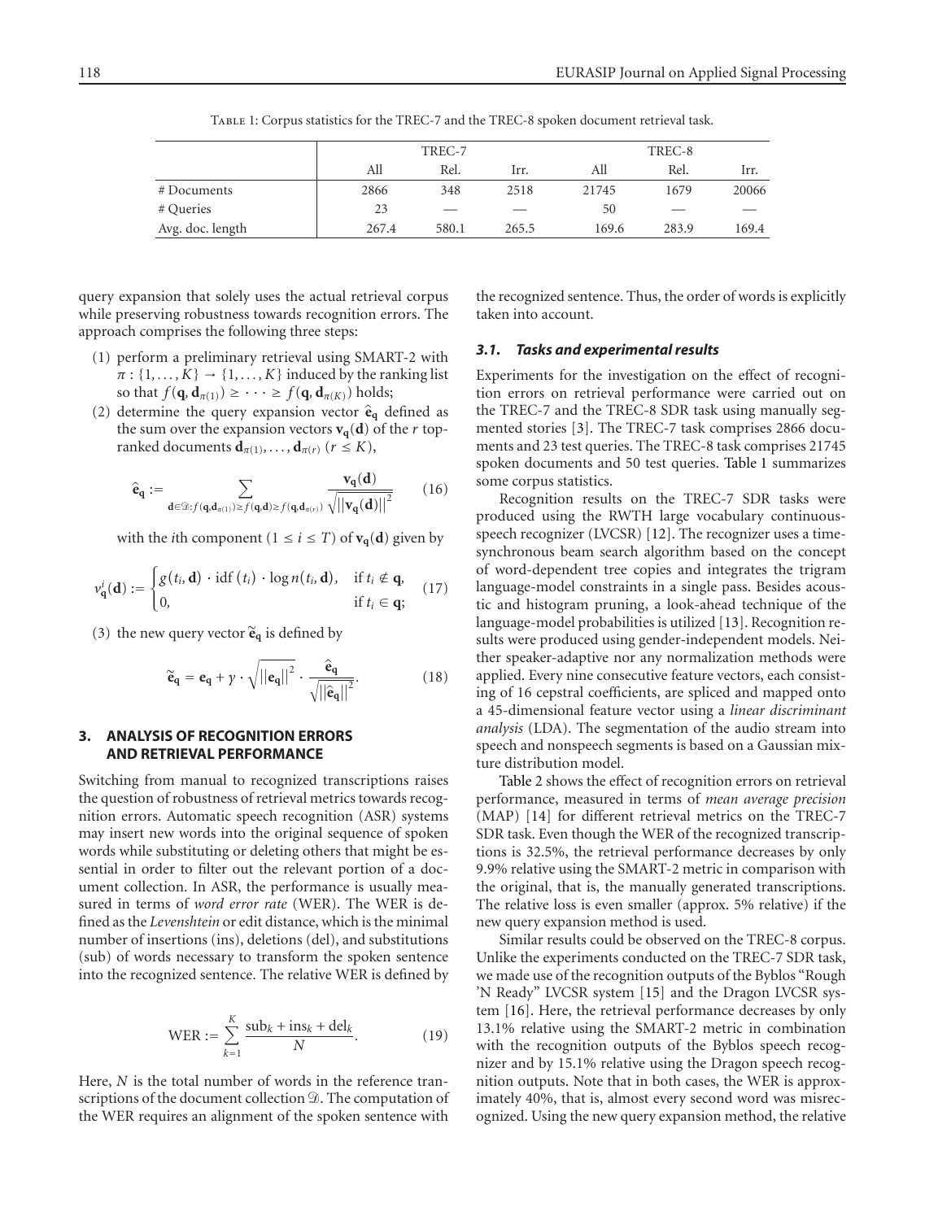Table 1: Corpus statistics for the TREC-7 and the TREC-8 spoken document retrieval task.

| | TREC-7 | | | TREC-8 | | |
|---|---|---|---|---|---|---|
| | All | Rel. | Irr. | All | Rel. | Irr. |
| # Documents | 2866 | 348 | 2518 | 21745 | 1679 | 20066 |
| # Queries | 23 | — | — | 50 | — | — |
| Avg. doc. length | 267.4 | 580.1 | 265.5 | 169.6 | 283.9 | 169.4 |

query expansion that solely uses the actual retrieval corpus while preserving robustness towards recognition errors. The approach comprises the following three steps:

(1) perform a preliminary retrieval using SMART-2 with $\pi : \{1, \ldots, K\} \to \{1, \ldots, K\}$ induced by the ranking list so that $f(\mathbf{q}, \mathbf{d}_{\pi(1)}) \geq \cdots \geq f(\mathbf{q}, \mathbf{d}_{\pi(K)})$ holds;

(2) determine the query expansion vector $\hat{\mathbf{e}}_{\mathbf{q}}$ defined as the sum over the expansion vectors $\mathbf{v}_{\mathbf{q}}(\mathbf{d})$ of the $r$ top-ranked documents $\mathbf{d}_{\pi(1)}, \ldots, \mathbf{d}_{\pi(r)}$ $(r \leq K)$,

$$\hat{\mathbf{e}}_{\mathbf{q}} := \sum_{\mathbf{d} \in \mathcal{D} : f(\mathbf{q}, \mathbf{d}_{\pi(1)}) \geq f(\mathbf{q}, \mathbf{d}) \geq f(\mathbf{q}, \mathbf{d}_{\pi(r)})} \frac{\mathbf{v}_{\mathbf{q}}(\mathbf{d})}{\sqrt{\left\|\mathbf{v}_{\mathbf{q}}(\mathbf{d})\right\|^2}} \tag{16}$$

with the $i$th component $(1 \leq i \leq T)$ of $\mathbf{v}_{\mathbf{q}}(\mathbf{d})$ given by

$$v_{\mathbf{q}}^{i}(\mathbf{d}) := \begin{cases} g(t_i, \mathbf{d}) \cdot \operatorname{idf}(t_i) \cdot \log n(t_i, \mathbf{d}), & \text{if } t_i \notin \mathbf{q}, \\ 0, & \text{if } t_i \in \mathbf{q}; \end{cases} \tag{17}$$

(3) the new query vector $\widetilde{\mathbf{e}}_{\mathbf{q}}$ is defined by

$$\widetilde{\mathbf{e}}_{\mathbf{q}} = \mathbf{e}_{\mathbf{q}} + \gamma \cdot \sqrt{\left\|\mathbf{e}_{\mathbf{q}}\right\|^2} \cdot \frac{\hat{\mathbf{e}}_{\mathbf{q}}}{\sqrt{\left\|\hat{\mathbf{e}}_{\mathbf{q}}\right\|^2}}. \tag{18}$$

## 3. ANALYSIS OF RECOGNITION ERRORS AND RETRIEVAL PERFORMANCE

Switching from manual to recognized transcriptions raises the question of robustness of retrieval metrics towards recognition errors. Automatic speech recognition (ASR) systems may insert new words into the original sequence of spoken words while substituting or deleting others that might be essential in order to filter out the relevant portion of a document collection. In ASR, the performance is usually measured in terms of *word error rate* (WER). The WER is defined as the *Levenshtein* or edit distance, which is the minimal number of insertions (ins), deletions (del), and substitutions (sub) of words necessary to transform the spoken sentence into the recognized sentence. The relative WER is defined by

$$\text{WER} := \sum_{k=1}^{K} \frac{\text{sub}_k + \text{ins}_k + \text{del}_k}{N}. \tag{19}$$

Here, $N$ is the total number of words in the reference transcriptions of the document collection $\mathcal{D}$. The computation of the WER requires an alignment of the spoken sentence with the recognized sentence. Thus, the order of words is explicitly taken into account.

### 3.1. Tasks and experimental results

Experiments for the investigation on the effect of recognition errors on retrieval performance were carried out on the TREC-7 and the TREC-8 SDR task using manually segmented stories [3]. The TREC-7 task comprises 2866 documents and 23 test queries. The TREC-8 task comprises 21745 spoken documents and 50 test queries. Table 1 summarizes some corpus statistics.

Recognition results on the TREC-7 SDR tasks were produced using the RWTH large vocabulary continuous-speech recognizer (LVCSR) [12]. The recognizer uses a time-synchronous beam search algorithm based on the concept of word-dependent tree copies and integrates the trigram language-model constraints in a single pass. Besides acoustic and histogram pruning, a look-ahead technique of the language-model probabilities is utilized [13]. Recognition results were produced using gender-independent models. Neither speaker-adaptive nor any normalization methods were applied. Every nine consecutive feature vectors, each consisting of 16 cepstral coefficients, are spliced and mapped onto a 45-dimensional feature vector using a *linear discriminant analysis* (LDA). The segmentation of the audio stream into speech and nonspeech segments is based on a Gaussian mixture distribution model.

Table 2 shows the effect of recognition errors on retrieval performance, measured in terms of *mean average precision* (MAP) [14] for different retrieval metrics on the TREC-7 SDR task. Even though the WER of the recognized transcriptions is 32.5%, the retrieval performance decreases by only 9.9% relative using the SMART-2 metric in comparison with the original, that is, the manually generated transcriptions. The relative loss is even smaller (approx. 5% relative) if the new query expansion method is used.

Similar results could be observed on the TREC-8 corpus. Unlike the experiments conducted on the TREC-7 SDR task, we made use of the recognition outputs of the Byblos "Rough 'N Ready" LVCSR system [15] and the Dragon LVCSR system [16]. Here, the retrieval performance decreases by only 13.1% relative using the SMART-2 metric in combination with the recognition outputs of the Byblos speech recognizer and by 15.1% relative using the Dragon speech recognition outputs. Note that in both cases, the WER is approximately 40%, that is, almost every second word was misrecognized. Using the new query expansion method, the relative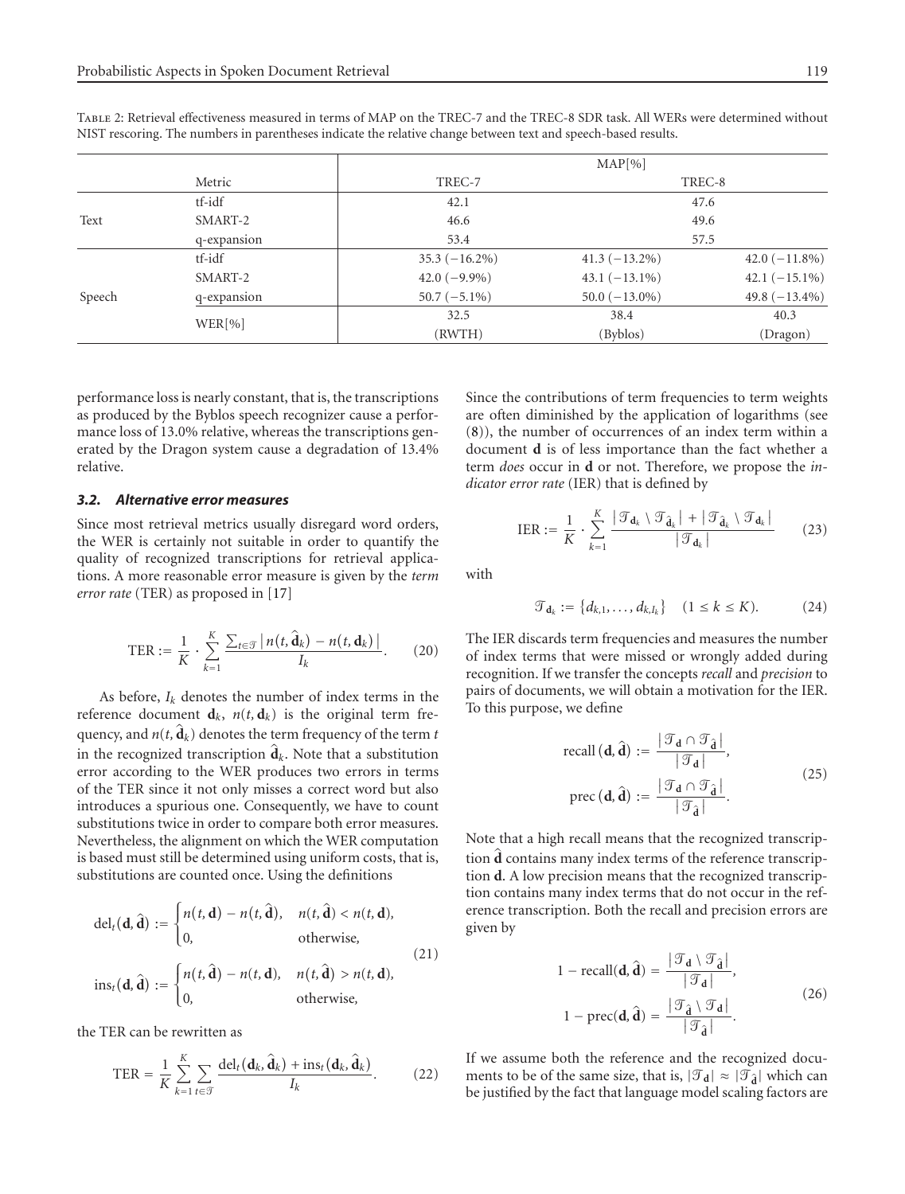Table 2: Retrieval effectiveness measured in terms of MAP on the TREC-7 and the TREC-8 SDR task. All WERs were determined without NIST rescoring. The numbers in parentheses indicate the relative change between text and speech-based results.

| | Metric | MAP[%] | | |
|---|---|---|---|---|
| | | TREC-7 | TREC-8 | |
| Text | tf-idf | 42.1 | 47.6 | |
| | SMART-2 | 46.6 | 49.6 | |
| | q-expansion | 53.4 | 57.5 | |
| Speech | tf-idf | 35.3 (−16.2%) | 41.3 (−13.2%) | 42.0 (−11.8%) |
| | SMART-2 | 42.0 (−9.9%) | 43.1 (−13.1%) | 42.1 (−15.1%) |
| | q-expansion | 50.7 (−5.1%) | 50.0 (−13.0%) | 49.8 (−13.4%) |
| | WER[%] | 32.5 (RWTH) | 38.4 (Byblos) | 40.3 (Dragon) |

performance loss is nearly constant, that is, the transcriptions as produced by the Byblos speech recognizer cause a performance loss of 13.0% relative, whereas the transcriptions generated by the Dragon system cause a degradation of 13.4% relative.

### 3.2. Alternative error measures

Since most retrieval metrics usually disregard word orders, the WER is certainly not suitable in order to quantify the quality of recognized transcriptions for retrieval applications. A more reasonable error measure is given by the *term error rate* (TER) as proposed in [17]

$$\text{TER} := \frac{1}{K} \cdot \sum_{k=1}^{K} \frac{\sum_{t \in \mathcal{T}} \left| n(t, \hat{\mathbf{d}}_k) - n(t, \mathbf{d}_k) \right|}{I_k}. \tag{20}$$

As before, $I_k$ denotes the number of index terms in the reference document $\mathbf{d}_k$, $n(t, \mathbf{d}_k)$ is the original term frequency, and $n(t, \hat{\mathbf{d}}_k)$ denotes the term frequency of the term $t$ in the recognized transcription $\hat{\mathbf{d}}_k$. Note that a substitution error according to the WER produces two errors in terms of the TER since it not only misses a correct word but also introduces a spurious one. Consequently, we have to count substitutions twice in order to compare both error measures. Nevertheless, the alignment on which the WER computation is based must still be determined using uniform costs, that is, substitutions are counted once. Using the definitions

$$\begin{aligned}
\text{del}_t(\mathbf{d}, \hat{\mathbf{d}}) &:= \begin{cases} n(t, \mathbf{d}) - n(t, \hat{\mathbf{d}}), & n(t, \hat{\mathbf{d}}) < n(t, \mathbf{d}), \\ 0, & \text{otherwise}, \end{cases} \\
\text{ins}_t(\mathbf{d}, \hat{\mathbf{d}}) &:= \begin{cases} n(t, \hat{\mathbf{d}}) - n(t, \mathbf{d}), & n(t, \hat{\mathbf{d}}) > n(t, \mathbf{d}), \\ 0, & \text{otherwise}, \end{cases}
\end{aligned} \tag{21}$$

the TER can be rewritten as

$$\text{TER} = \frac{1}{K} \sum_{k=1}^{K} \sum_{t \in \mathcal{T}} \frac{\text{del}_t(\mathbf{d}_k, \hat{\mathbf{d}}_k) + \text{ins}_t(\mathbf{d}_k, \hat{\mathbf{d}}_k)}{I_k}. \tag{22}$$

Since the contributions of term frequencies to term weights are often diminished by the application of logarithms (see (8)), the number of occurrences of an index term within a document $\mathbf{d}$ is of less importance than the fact whether a term *does* occur in $\mathbf{d}$ or not. Therefore, we propose the *indicator error rate* (IER) that is defined by

$$\text{IER} := \frac{1}{K} \cdot \sum_{k=1}^{K} \frac{\left| \mathcal{T}_{\mathbf{d}_k} \setminus \mathcal{T}_{\hat{\mathbf{d}}_k} \right| + \left| \mathcal{T}_{\hat{\mathbf{d}}_k} \setminus \mathcal{T}_{\mathbf{d}_k} \right|}{\left| \mathcal{T}_{\mathbf{d}_k} \right|} \tag{23}$$

with

$$\mathcal{T}_{\mathbf{d}_k} := \{d_{k,1}, \ldots, d_{k,I_k}\} \quad (1 \le k \le K). \tag{24}$$

The IER discards term frequencies and measures the number of index terms that were missed or wrongly added during recognition. If we transfer the concepts *recall* and *precision* to pairs of documents, we will obtain a motivation for the IER. To this purpose, we define

$$\begin{aligned}
\text{recall}(\mathbf{d}, \hat{\mathbf{d}}) &:= \frac{\left| \mathcal{T}_{\mathbf{d}} \cap \mathcal{T}_{\hat{\mathbf{d}}} \right|}{\left| \mathcal{T}_{\mathbf{d}} \right|}, \\
\text{prec}(\mathbf{d}, \hat{\mathbf{d}}) &:= \frac{\left| \mathcal{T}_{\mathbf{d}} \cap \mathcal{T}_{\hat{\mathbf{d}}} \right|}{\left| \mathcal{T}_{\hat{\mathbf{d}}} \right|}.
\end{aligned} \tag{25}$$

Note that a high recall means that the recognized transcription $\hat{\mathbf{d}}$ contains many index terms of the reference transcription $\mathbf{d}$. A low precision means that the recognized transcription contains many index terms that do not occur in the reference transcription. Both the recall and precision errors are given by

$$\begin{aligned}
1 - \text{recall}(\mathbf{d}, \hat{\mathbf{d}}) &= \frac{\left| \mathcal{T}_{\mathbf{d}} \setminus \mathcal{T}_{\hat{\mathbf{d}}} \right|}{\left| \mathcal{T}_{\mathbf{d}} \right|}, \\
1 - \text{prec}(\mathbf{d}, \hat{\mathbf{d}}) &= \frac{\left| \mathcal{T}_{\hat{\mathbf{d}}} \setminus \mathcal{T}_{\mathbf{d}} \right|}{\left| \mathcal{T}_{\hat{\mathbf{d}}} \right|}.
\end{aligned} \tag{26}$$

If we assume both the reference and the recognized documents to be of the same size, that is, $|\mathcal{T}_{\mathbf{d}}| \approx |\mathcal{T}_{\hat{\mathbf{d}}}|$ which can be justified by the fact that language model scaling factors are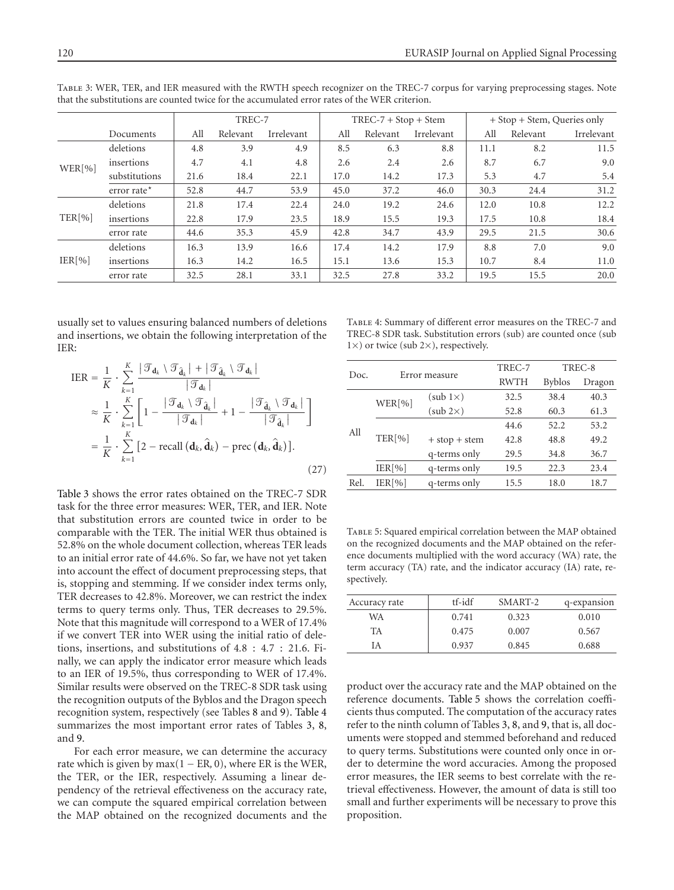Table 3: WER, TER, and IER measured with the RWTH speech recognizer on the TREC-7 corpus for varying preprocessing stages. Note that the substitutions are counted twice for the accumulated error rates of the WER criterion.

| | | TREC-7 | | | TREC-7 + Stop + Stem | | | + Stop + Stem, Queries only | | |
|---|---|---|---|---|---|---|---|---|---|---|
| | Documents | All | Relevant | Irrelevant | All | Relevant | Irrelevant | All | Relevant | Irrelevant |
| WER[%] | deletions | 4.8 | 3.9 | 4.9 | 8.5 | 6.3 | 8.8 | 11.1 | 8.2 | 11.5 |
| | insertions | 4.7 | 4.1 | 4.8 | 2.6 | 2.4 | 2.6 | 8.7 | 6.7 | 9.0 |
| | substitutions | 21.6 | 18.4 | 22.1 | 17.0 | 14.2 | 17.3 | 5.3 | 4.7 | 5.4 |
| | error rate* | 52.8 | 44.7 | 53.9 | 45.0 | 37.2 | 46.0 | 30.3 | 24.4 | 31.2 |
| TER[%] | deletions | 21.8 | 17.4 | 22.4 | 24.0 | 19.2 | 24.6 | 12.0 | 10.8 | 12.2 |
| | insertions | 22.8 | 17.9 | 23.5 | 18.9 | 15.5 | 19.3 | 17.5 | 10.8 | 18.4 |
| | error rate | 44.6 | 35.3 | 45.9 | 42.8 | 34.7 | 43.9 | 29.5 | 21.5 | 30.6 |
| IER[%] | deletions | 16.3 | 13.9 | 16.6 | 17.4 | 14.2 | 17.9 | 8.8 | 7.0 | 9.0 |
| | insertions | 16.3 | 14.2 | 16.5 | 15.1 | 13.6 | 15.3 | 10.7 | 8.4 | 11.0 |
| | error rate | 32.5 | 28.1 | 33.1 | 32.5 | 27.8 | 33.2 | 19.5 | 15.5 | 20.0 |

usually set to values ensuring balanced numbers of deletions and insertions, we obtain the following interpretation of the IER:

$$
\begin{aligned}
\text{IER} &= \frac{1}{K} \cdot \sum_{k=1}^{K} \frac{\left|\mathcal{T}_{\mathbf{d}_k} \setminus \mathcal{T}_{\hat{\mathbf{d}}_k}\right| + \left|\mathcal{T}_{\hat{\mathbf{d}}_k} \setminus \mathcal{T}_{\mathbf{d}_k}\right|}{\left|\mathcal{T}_{\mathbf{d}_k}\right|} \\
&\approx \frac{1}{K} \cdot \sum_{k=1}^{K} \left[ 1 - \frac{\left|\mathcal{T}_{\mathbf{d}_k} \setminus \mathcal{T}_{\hat{\mathbf{d}}_k}\right|}{\left|\mathcal{T}_{\mathbf{d}_k}\right|} + 1 - \frac{\left|\mathcal{T}_{\hat{\mathbf{d}}_k} \setminus \mathcal{T}_{\mathbf{d}_k}\right|}{\left|\mathcal{T}_{\hat{\mathbf{d}}_k}\right|} \right] \\
&= \frac{1}{K} \cdot \sum_{k=1}^{K} \left[ 2 - \text{recall}\left(\mathbf{d}_k, \hat{\mathbf{d}}_k\right) - \text{prec}\left(\mathbf{d}_k, \hat{\mathbf{d}}_k\right) \right].
\end{aligned}
\tag{27}
$$

Table 3 shows the error rates obtained on the TREC-7 SDR task for the three error measures: WER, TER, and IER. Note that substitution errors are counted twice in order to be comparable with the TER. The initial WER thus obtained is 52.8% on the whole document collection, whereas TER leads to an initial error rate of 44.6%. So far, we have not yet taken into account the effect of document preprocessing steps, that is, stopping and stemming. If we consider index terms only, TER decreases to 42.8%. Moreover, we can restrict the index terms to query terms only. Thus, TER decreases to 29.5%. Note that this magnitude will correspond to a WER of 17.4% if we convert TER into WER using the initial ratio of deletions, insertions, and substitutions of 4.8 : 4.7 : 21.6. Finally, we can apply the indicator error measure which leads to an IER of 19.5%, thus corresponding to WER of 17.4%. Similar results were observed on the TREC-8 SDR task using the recognition outputs of the Byblos and the Dragon speech recognition system, respectively (see Tables 8 and 9). Table 4 summarizes the most important error rates of Tables 3, 8, and 9.

For each error measure, we can determine the accuracy rate which is given by $\max(1 - \text{ER}, 0)$, where ER is the WER, the TER, or the IER, respectively. Assuming a linear dependency of the retrieval effectiveness on the accuracy rate, we can compute the squared empirical correlation between the MAP obtained on the recognized documents and the product over the accuracy rate and the MAP obtained on the reference documents. Table 5 shows the correlation coefficients thus computed. The computation of the accuracy rates refer to the ninth column of Tables 3, 8, and 9, that is, all documents were stopped and stemmed beforehand and reduced to query terms. Substitutions were counted only once in order to determine the word accuracies. Among the proposed error measures, the IER seems to best correlate with the retrieval effectiveness. However, the amount of data is still too small and further experiments will be necessary to prove this proposition.

Table 4: Summary of different error measures on the TREC-7 and TREC-8 SDR task. Substitution errors (sub) are counted once (sub 1×) or twice (sub 2×), respectively.

| Doc. | Error measure | | TREC-7 | TREC-8 | |
|---|---|---|---|---|---|
| | | | RWTH | Byblos | Dragon |
| All | WER[%] | (sub 1×) | 32.5 | 38.4 | 40.3 |
| | | (sub 2×) | 52.8 | 60.3 | 61.3 |
| | TER[%] | | 44.6 | 52.2 | 53.2 |
| | | + stop + stem | 42.8 | 48.8 | 49.2 |
| | | q-terms only | 29.5 | 34.8 | 36.7 |
| | IER[%] | q-terms only | 19.5 | 22.3 | 23.4 |
| Rel. | IER[%] | q-terms only | 15.5 | 18.0 | 18.7 |

Table 5: Squared empirical correlation between the MAP obtained on the recognized documents and the MAP obtained on the reference documents multiplied with the word accuracy (WA) rate, the term accuracy (TA) rate, and the indicator accuracy (IA) rate, respectively.

| Accuracy rate | tf-idf | SMART-2 | q-expansion |
|---|---|---|---|
| WA | 0.741 | 0.323 | 0.010 |
| TA | 0.475 | 0.007 | 0.567 |
| IA | 0.937 | 0.845 | 0.688 |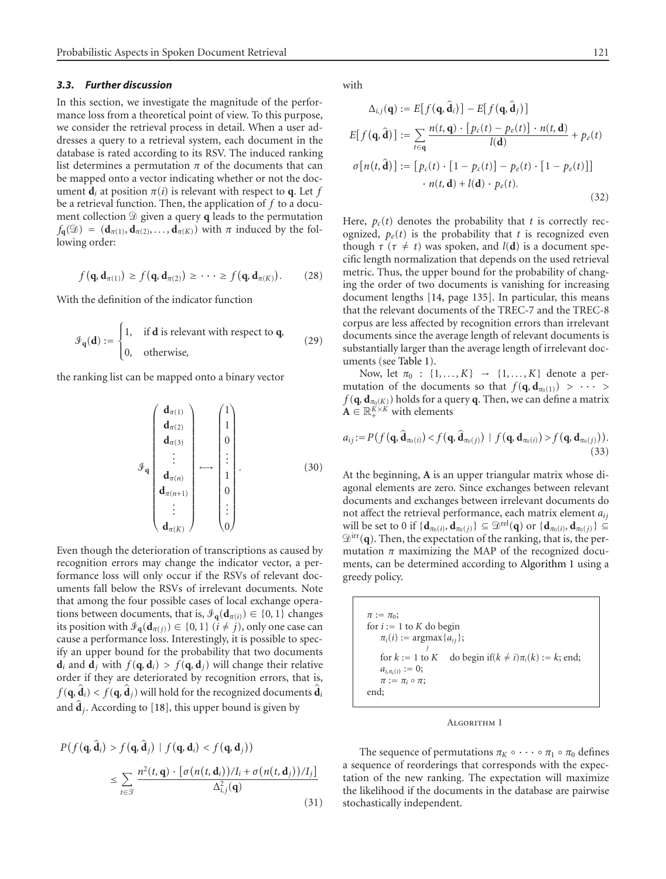### *3.3. Further discussion*

In this section, we investigate the magnitude of the performance loss from a theoretical point of view. To this purpose, we consider the retrieval process in detail. When a user addresses a query to a retrieval system, each document in the database is rated according to its RSV. The induced ranking list determines a permutation $\pi$ of the documents that can be mapped onto a vector indicating whether or not the document $\mathbf{d}_i$ at position $\pi(i)$ is relevant with respect to $\mathbf{q}$. Let $f$ be a retrieval function. Then, the application of $f$ to a document collection $\mathcal{D}$ given a query $\mathbf{q}$ leads to the permutation $f_{\mathbf{q}}(\mathcal{D}) = (\mathbf{d}_{\pi(1)}, \mathbf{d}_{\pi(2)}, \ldots, \mathbf{d}_{\pi(K)})$ with $\pi$ induced by the following order:

$$f(\mathbf{q}, \mathbf{d}_{\pi(1)}) \geq f(\mathbf{q}, \mathbf{d}_{\pi(2)}) \geq \cdots \geq f(\mathbf{q}, \mathbf{d}_{\pi(K)}). \tag{28}$$

With the definition of the indicator function

$$\mathcal{I}_{\mathbf{q}}(\mathbf{d}) := \begin{cases} 1, & \text{if } \mathbf{d} \text{ is relevant with respect to } \mathbf{q}, \\ 0, & \text{otherwise}, \end{cases} \tag{29}$$

the ranking list can be mapped onto a binary vector

$$\mathcal{I}_{\mathbf{q}} \begin{pmatrix} \mathbf{d}_{\pi(1)} \\ \mathbf{d}_{\pi(2)} \\ \mathbf{d}_{\pi(3)} \\ \vdots \\ \mathbf{d}_{\pi(n)} \\ \mathbf{d}_{\pi(n+1)} \\ \vdots \\ \mathbf{d}_{\pi(K)} \end{pmatrix} \longmapsto \begin{pmatrix} 1 \\ 1 \\ 0 \\ \vdots \\ 1 \\ 0 \\ \vdots \\ 0 \end{pmatrix}. \tag{30}$$

Even though the deterioration of transcriptions as caused by recognition errors may change the indicator vector, a performance loss will only occur if the RSVs of relevant documents fall below the RSVs of irrelevant documents. Note that among the four possible cases of local exchange operations between documents, that is, $\mathcal{I}_{\mathbf{q}}(\mathbf{d}_{\pi(i)}) \in \{0, 1\}$ changes its position with $\mathcal{I}_{\mathbf{q}}(\mathbf{d}_{\pi(j)}) \in \{0, 1\}$ $(i \neq j)$, only one case can cause a performance loss. Interestingly, it is possible to specify an upper bound for the probability that two documents $\mathbf{d}_i$ and $\mathbf{d}_j$ with $f(\mathbf{q}, \mathbf{d}_i) > f(\mathbf{q}, \mathbf{d}_j)$ will change their relative order if they are deteriorated by recognition errors, that is, $f(\mathbf{q}, \widehat{\mathbf{d}}_i) < f(\mathbf{q}, \widehat{\mathbf{d}}_j)$ will hold for the recognized documents $\widehat{\mathbf{d}}_i$ and $\widehat{\mathbf{d}}_j$. According to [18], this upper bound is given by

$$P\big(f(\mathbf{q}, \widehat{\mathbf{d}}_i) > f(\mathbf{q}, \widehat{\mathbf{d}}_j) \mid f(\mathbf{q}, \mathbf{d}_i) < f(\mathbf{q}, \mathbf{d}_j)\big) \leq \sum_{t \in \mathcal{T}} \frac{n^2(t, \mathbf{q}) \cdot \big[\sigma(n(t, \mathbf{d}_i))/I_i + \sigma(n(t, \mathbf{d}_j))/I_j\big]}{\Delta_{i,j}^2(\mathbf{q})} \tag{31}$$

with

$$\begin{aligned} \Delta_{i,j}(\mathbf{q}) &:= E\big[f(\mathbf{q}, \widehat{\mathbf{d}}_i)\big] - E\big[f(\mathbf{q}, \widehat{\mathbf{d}}_j)\big] \\ E\big[f(\mathbf{q}, \widehat{\mathbf{d}})\big] &:= \sum_{t \in \mathbf{q}} \frac{n(t, \mathbf{q}) \cdot [p_c(t) - p_e(t)] \cdot n(t, \mathbf{d})}{l(\mathbf{d})} + p_e(t) \\ \sigma\big[n(t, \widehat{\mathbf{d}})\big] &:= \big[p_c(t) \cdot [1 - p_c(t)] - p_e(t) \cdot [1 - p_e(t)]\big] \\ &\quad \cdot n(t, \mathbf{d}) + l(\mathbf{d}) \cdot p_e(t). \end{aligned} \tag{32}$$

Here, $p_c(t)$ denotes the probability that $t$ is correctly recognized, $p_e(t)$ is the probability that $t$ is recognized even though $\tau$ $(\tau \neq t)$ was spoken, and $l(\mathbf{d})$ is a document specific length normalization that depends on the used retrieval metric. Thus, the upper bound for the probability of changing the order of two documents is vanishing for increasing document lengths [14, page 135]. In particular, this means that the relevant documents of the TREC-7 and the TREC-8 corpus are less affected by recognition errors than irrelevant documents since the average length of relevant documents is substantially larger than the average length of irrelevant documents (see Table 1).

Now, let $\pi_0 : \{1, \ldots, K\} \to \{1, \ldots, K\}$ denote a permutation of the documents so that $f(\mathbf{q}, \mathbf{d}_{\pi_0(1)}) > \cdots > f(\mathbf{q}, \mathbf{d}_{\pi_0(K)})$ holds for a query $\mathbf{q}$. Then, we can define a matrix $\mathbf{A} \in \mathbb{R}_+^{K \times K}$ with elements

$$a_{ij} := P\big(f(\mathbf{q}, \widehat{\mathbf{d}}_{\pi_0(i)}) < f(\mathbf{q}, \widehat{\mathbf{d}}_{\pi_0(j)}) \mid f(\mathbf{q}, \mathbf{d}_{\pi_0(i)}) > f(\mathbf{q}, \mathbf{d}_{\pi_0(j)})\big). \tag{33}$$

At the beginning, $\mathbf{A}$ is an upper triangular matrix whose diagonal elements are zero. Since exchanges between relevant documents and exchanges between irrelevant documents do not affect the retrieval performance, each matrix element $a_{ij}$ will be set to 0 if $\{\mathbf{d}_{\pi_0(i)}, \mathbf{d}_{\pi_0(j)}\} \subseteq \mathcal{D}^{\text{rel}}(\mathbf{q})$ or $\{\mathbf{d}_{\pi_0(i)}, \mathbf{d}_{\pi_0(j)}\} \subseteq \mathcal{D}^{\text{irr}}(\mathbf{q})$. Then, the expectation of the ranking, that is, the permutation $\pi$ maximizing the MAP of the recognized documents, can be determined according to Algorithm 1 using a greedy policy.

```
π := π_0;
for i := 1 to K do begin
    π_i(i) := argmax_j {a_ij};
    for k := 1 to K    do begin if(k ≠ i) π_i(k) := k; end;
    a_{i,π_i(i)} := 0;
    π := π_i ∘ π;
end;
```

Algorithm 1

The sequence of permutations $\pi_K \circ \cdots \circ \pi_1 \circ \pi_0$ defines a sequence of reorderings that corresponds with the expectation of the new ranking. The expectation will maximize the likelihood if the documents in the database are pairwise stochastically independent.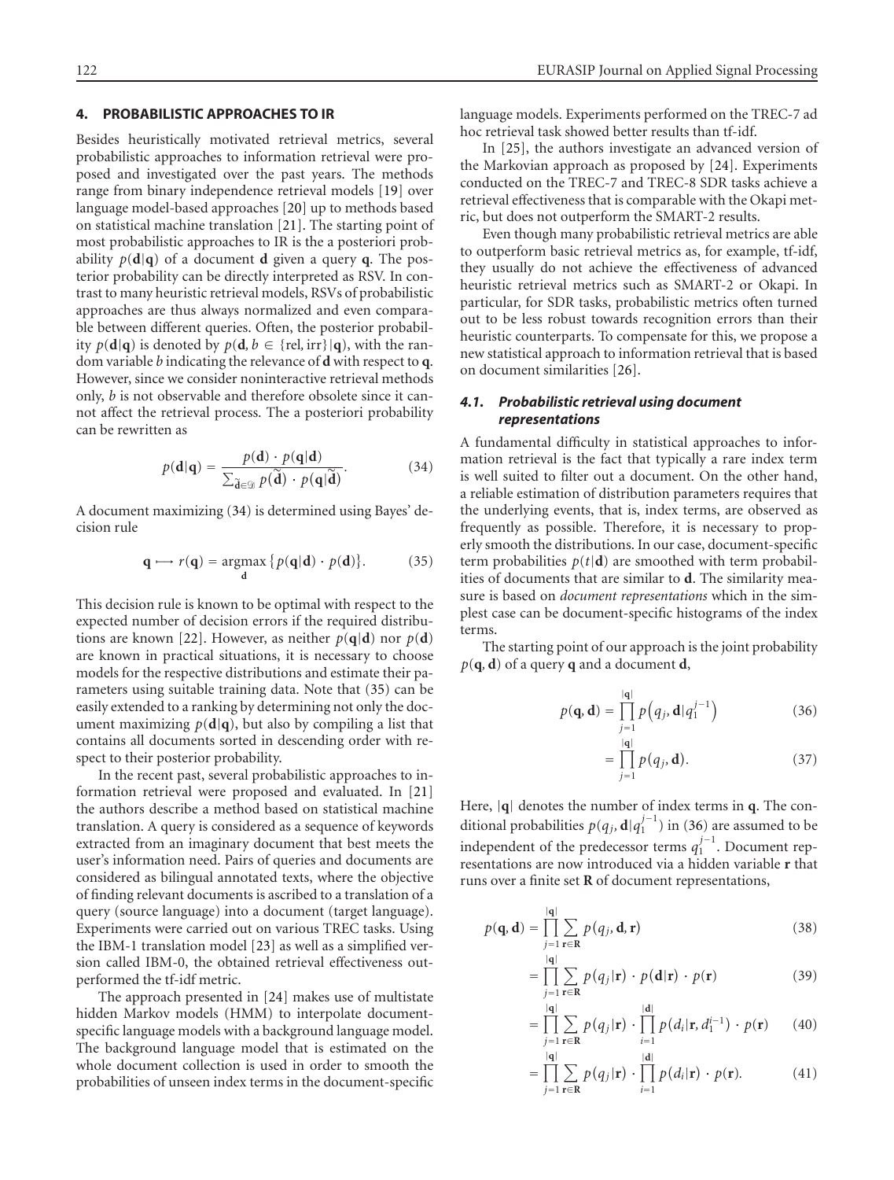## 4. PROBABILISTIC APPROACHES TO IR

Besides heuristically motivated retrieval metrics, several probabilistic approaches to information retrieval were proposed and investigated over the past years. The methods range from binary independence retrieval models [19] over language model-based approaches [20] up to methods based on statistical machine translation [21]. The starting point of most probabilistic approaches to IR is the a posteriori probability $p(\mathbf{d}|\mathbf{q})$ of a document $\mathbf{d}$ given a query $\mathbf{q}$. The posterior probability can be directly interpreted as RSV. In contrast to many heuristic retrieval models, RSVs of probabilistic approaches are thus always normalized and even comparable between different queries. Often, the posterior probability $p(\mathbf{d}|\mathbf{q})$ is denoted by $p(\mathbf{d}, b \in \{\text{rel}, \text{irr}\}|\mathbf{q})$, with the random variable $b$ indicating the relevance of $\mathbf{d}$ with respect to $\mathbf{q}$. However, since we consider noninteractive retrieval methods only, $b$ is not observable and therefore obsolete since it cannot affect the retrieval process. The a posteriori probability can be rewritten as

$$p(\mathbf{d}|\mathbf{q}) = \frac{p(\mathbf{d}) \cdot p(\mathbf{q}|\mathbf{d})}{\sum_{\tilde{\mathbf{d}} \in \mathcal{D}} p(\tilde{\mathbf{d}}) \cdot p(\mathbf{q}|\tilde{\mathbf{d}})}. \tag{34}$$

A document maximizing (34) is determined using Bayes' decision rule

$$\mathbf{q} \longmapsto r(\mathbf{q}) = \underset{\mathbf{d}}{\operatorname{argmax}} \{ p(\mathbf{q}|\mathbf{d}) \cdot p(\mathbf{d}) \}. \tag{35}$$

This decision rule is known to be optimal with respect to the expected number of decision errors if the required distributions are known [22]. However, as neither $p(\mathbf{q}|\mathbf{d})$ nor $p(\mathbf{d})$ are known in practical situations, it is necessary to choose models for the respective distributions and estimate their parameters using suitable training data. Note that (35) can be easily extended to a ranking by determining not only the document maximizing $p(\mathbf{d}|\mathbf{q})$, but also by compiling a list that contains all documents sorted in descending order with respect to their posterior probability.

In the recent past, several probabilistic approaches to information retrieval were proposed and evaluated. In [21] the authors describe a method based on statistical machine translation. A query is considered as a sequence of keywords extracted from an imaginary document that best meets the user's information need. Pairs of queries and documents are considered as bilingual annotated texts, where the objective of finding relevant documents is ascribed to a translation of a query (source language) into a document (target language). Experiments were carried out on various TREC tasks. Using the IBM-1 translation model [23] as well as a simplified version called IBM-0, the obtained retrieval effectiveness outperformed the tf-idf metric.

The approach presented in [24] makes use of multistate hidden Markov models (HMM) to interpolate document-specific language models with a background language model. The background language model that is estimated on the whole document collection is used in order to smooth the probabilities of unseen index terms in the document-specific language models. Experiments performed on the TREC-7 ad hoc retrieval task showed better results than tf-idf.

In [25], the authors investigate an advanced version of the Markovian approach as proposed by [24]. Experiments conducted on the TREC-7 and TREC-8 SDR tasks achieve a retrieval effectiveness that is comparable with the Okapi metric, but does not outperform the SMART-2 results.

Even though many probabilistic retrieval metrics are able to outperform basic retrieval metrics as, for example, tf-idf, they usually do not achieve the effectiveness of advanced heuristic retrieval metrics such as SMART-2 or Okapi. In particular, for SDR tasks, probabilistic metrics often turned out to be less robust towards recognition errors than their heuristic counterparts. To compensate for this, we propose a new statistical approach to information retrieval that is based on document similarities [26].

### 4.1. Probabilistic retrieval using document representations

A fundamental difficulty in statistical approaches to information retrieval is the fact that typically a rare index term is well suited to filter out a document. On the other hand, a reliable estimation of distribution parameters requires that the underlying events, that is, index terms, are observed as frequently as possible. Therefore, it is necessary to properly smooth the distributions. In our case, document-specific term probabilities $p(t|\mathbf{d})$ are smoothed with term probabilities of documents that are similar to $\mathbf{d}$. The similarity measure is based on *document representations* which in the simplest case can be document-specific histograms of the index terms.

The starting point of our approach is the joint probability $p(\mathbf{q}, \mathbf{d})$ of a query $\mathbf{q}$ and a document $\mathbf{d}$,

$$p(\mathbf{q}, \mathbf{d}) = \prod_{j=1}^{|\mathbf{q}|} p\left(q_j, \mathbf{d}|q_1^{j-1}\right) \tag{36}$$

$$= \prod_{j=1}^{|\mathbf{q}|} p(q_j, \mathbf{d}). \tag{37}$$

Here, $|\mathbf{q}|$ denotes the number of index terms in $\mathbf{q}$. The conditional probabilities $p(q_j, \mathbf{d}|q_1^{j-1})$ in (36) are assumed to be independent of the predecessor terms $q_1^{j-1}$. Document representations are now introduced via a hidden variable $\mathbf{r}$ that runs over a finite set $\mathbf{R}$ of document representations,

$$p(\mathbf{q}, \mathbf{d}) = \prod_{j=1}^{|\mathbf{q}|} \sum_{\mathbf{r} \in \mathbf{R}} p(q_j, \mathbf{d}, \mathbf{r}) \tag{38}$$

$$= \prod_{j=1}^{|\mathbf{q}|} \sum_{\mathbf{r} \in \mathbf{R}} p(q_j|\mathbf{r}) \cdot p(\mathbf{d}|\mathbf{r}) \cdot p(\mathbf{r}) \tag{39}$$

$$= \prod_{j=1}^{|\mathbf{q}|} \sum_{\mathbf{r} \in \mathbf{R}} p(q_j|\mathbf{r}) \cdot \prod_{i=1}^{|\mathbf{d}|} p(d_i|\mathbf{r}, d_1^{i-1}) \cdot p(\mathbf{r}) \tag{40}$$

$$= \prod_{j=1}^{|\mathbf{q}|} \sum_{\mathbf{r} \in \mathbf{R}} p(q_j|\mathbf{r}) \cdot \prod_{i=1}^{|\mathbf{d}|} p(d_i|\mathbf{r}) \cdot p(\mathbf{r}). \tag{41}$$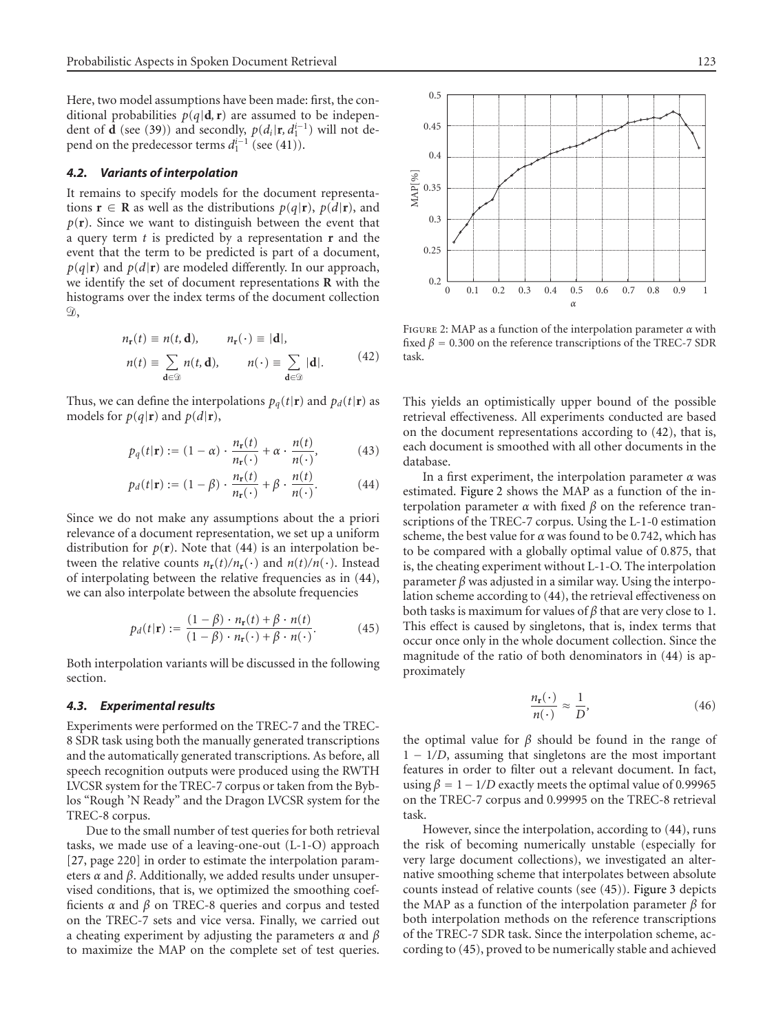Here, two model assumptions have been made: first, the conditional probabilities $p(q|\mathbf{d}, \mathbf{r})$ are assumed to be independent of $\mathbf{d}$ (see (39)) and secondly, $p(d_i|\mathbf{r}, d_1^{i-1})$ will not depend on the predecessor terms $d_1^{i-1}$ (see (41)).

### 4.2. Variants of interpolation

It remains to specify models for the document representations $\mathbf{r} \in \mathbf{R}$ as well as the distributions $p(q|\mathbf{r})$, $p(d|\mathbf{r})$, and $p(\mathbf{r})$. Since we want to distinguish between the event that a query term $t$ is predicted by a representation $\mathbf{r}$ and the event that the term to be predicted is part of a document, $p(q|\mathbf{r})$ and $p(d|\mathbf{r})$ are modeled differently. In our approach, we identify the set of document representations $\mathbf{R}$ with the histograms over the index terms of the document collection $\mathcal{D}$,

$$n_{\mathbf{r}}(t) \equiv n(t, \mathbf{d}), \qquad n_{\mathbf{r}}(\cdot) \equiv |\mathbf{d}|,$$
$$n(t) \equiv \sum_{\mathbf{d} \in \mathcal{D}} n(t, \mathbf{d}), \qquad n(\cdot) \equiv \sum_{\mathbf{d} \in \mathcal{D}} |\mathbf{d}|. \tag{42}$$

Thus, we can define the interpolations $p_q(t|\mathbf{r})$ and $p_d(t|\mathbf{r})$ as models for $p(q|\mathbf{r})$ and $p(d|\mathbf{r})$,

$$p_q(t|\mathbf{r}) := (1-\alpha) \cdot \frac{n_{\mathbf{r}}(t)}{n_{\mathbf{r}}(\cdot)} + \alpha \cdot \frac{n(t)}{n(\cdot)}, \tag{43}$$

$$p_d(t|\mathbf{r}) := (1-\beta) \cdot \frac{n_{\mathbf{r}}(t)}{n_{\mathbf{r}}(\cdot)} + \beta \cdot \frac{n(t)}{n(\cdot)}. \tag{44}$$

Since we do not make any assumptions about the a priori relevance of a document representation, we set up a uniform distribution for $p(\mathbf{r})$. Note that (44) is an interpolation between the relative counts $n_{\mathbf{r}}(t)/n_{\mathbf{r}}(\cdot)$ and $n(t)/n(\cdot)$. Instead of interpolating between the relative frequencies as in (44), we can also interpolate between the absolute frequencies

$$p_d(t|\mathbf{r}) := \frac{(1-\beta) \cdot n_{\mathbf{r}}(t) + \beta \cdot n(t)}{(1-\beta) \cdot n_{\mathbf{r}}(\cdot) + \beta \cdot n(\cdot)}. \tag{45}$$

Both interpolation variants will be discussed in the following section.

### 4.3. Experimental results

Experiments were performed on the TREC-7 and the TREC-8 SDR task using both the manually generated transcriptions and the automatically generated transcriptions. As before, all speech recognition outputs were produced using the RWTH LVCSR system for the TREC-7 corpus or taken from the Byblos "Rough 'N Ready" and the Dragon LVCSR system for the TREC-8 corpus.

Due to the small number of test queries for both retrieval tasks, we made use of a leaving-one-out (L-1-O) approach [27, page 220] in order to estimate the interpolation parameters $\alpha$ and $\beta$. Additionally, we added results under unsupervised conditions, that is, we optimized the smoothing coefficients $\alpha$ and $\beta$ on TREC-8 queries and corpus and tested on the TREC-7 sets and vice versa. Finally, we carried out a cheating experiment by adjusting the parameters $\alpha$ and $\beta$ to maximize the MAP on the complete set of test queries.

Figure 2: MAP as a function of the interpolation parameter $\alpha$ with fixed $\beta = 0.300$ on the reference transcriptions of the TREC-7 SDR task.

This yields an optimistically upper bound of the possible retrieval effectiveness. All experiments conducted are based on the document representations according to (42), that is, each document is smoothed with all other documents in the database.

In a first experiment, the interpolation parameter $\alpha$ was estimated. Figure 2 shows the MAP as a function of the interpolation parameter $\alpha$ with fixed $\beta$ on the reference transcriptions of the TREC-7 corpus. Using the L-1-0 estimation scheme, the best value for $\alpha$ was found to be 0.742, which has to be compared with a globally optimal value of 0.875, that is, the cheating experiment without L-1-O. The interpolation parameter $\beta$ was adjusted in a similar way. Using the interpolation scheme according to (44), the retrieval effectiveness on both tasks is maximum for values of $\beta$ that are very close to 1. This effect is caused by singletons, that is, index terms that occur once only in the whole document collection. Since the magnitude of the ratio of both denominators in (44) is approximately

$$\frac{n_{\mathbf{r}}(\cdot)}{n(\cdot)} \approx \frac{1}{D}, \tag{46}$$

the optimal value for $\beta$ should be found in the range of $1 - 1/D$, assuming that singletons are the most important features in order to filter out a relevant document. In fact, using $\beta = 1 - 1/D$ exactly meets the optimal value of 0.99965 on the TREC-7 corpus and 0.99995 on the TREC-8 retrieval task.

However, since the interpolation, according to (44), runs the risk of becoming numerically unstable (especially for very large document collections), we investigated an alternative smoothing scheme that interpolates between absolute counts instead of relative counts (see (45)). Figure 3 depicts the MAP as a function of the interpolation parameter $\beta$ for both interpolation methods on the reference transcriptions of the TREC-7 SDR task. Since the interpolation scheme, according to (45), proved to be numerically stable and achieved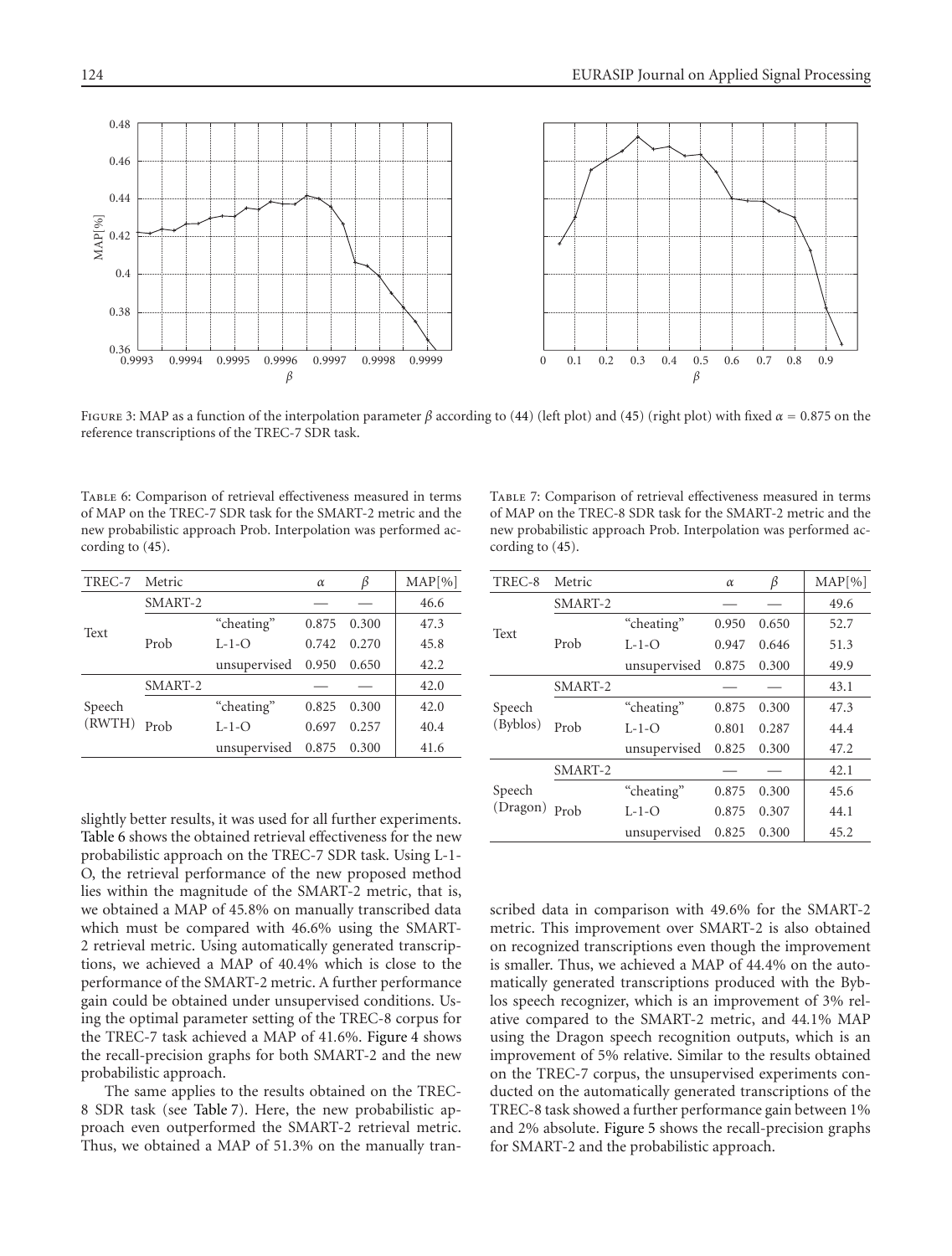Figure 3: MAP as a function of the interpolation parameter $\beta$ according to (44) (left plot) and (45) (right plot) with fixed $\alpha = 0.875$ on the reference transcriptions of the TREC-7 SDR task.

Table 6: Comparison of retrieval effectiveness measured in terms of MAP on the TREC-7 SDR task for the SMART-2 metric and the new probabilistic approach Prob. Interpolation was performed according to (45).

| TREC-7 | Metric | | $\alpha$ | $\beta$ | MAP[%] |
|---|---|---|---|---|---|
| Text | SMART-2 | | — | — | 46.6 |
| | Prob | "cheating" | 0.875 | 0.300 | 47.3 |
| | | L-1-O | 0.742 | 0.270 | 45.8 |
| | | unsupervised | 0.950 | 0.650 | 42.2 |
| Speech (RWTH) | SMART-2 | | — | — | 42.0 |
| | Prob | "cheating" | 0.825 | 0.300 | 42.0 |
| | | L-1-O | 0.697 | 0.257 | 40.4 |
| | | unsupervised | 0.875 | 0.300 | 41.6 |

Table 7: Comparison of retrieval effectiveness measured in terms of MAP on the TREC-8 SDR task for the SMART-2 metric and the new probabilistic approach Prob. Interpolation was performed according to (45).

| TREC-8 | Metric | | $\alpha$ | $\beta$ | MAP[%] |
|---|---|---|---|---|---|
| Text | SMART-2 | | — | — | 49.6 |
| | Prob | "cheating" | 0.950 | 0.650 | 52.7 |
| | | L-1-O | 0.947 | 0.646 | 51.3 |
| | | unsupervised | 0.875 | 0.300 | 49.9 |
| Speech (Byblos) | SMART-2 | | — | — | 43.1 |
| | Prob | "cheating" | 0.875 | 0.300 | 47.3 |
| | | L-1-O | 0.801 | 0.287 | 44.4 |
| | | unsupervised | 0.825 | 0.300 | 47.2 |
| Speech (Dragon) | SMART-2 | | — | — | 42.1 |
| | Prob | "cheating" | 0.875 | 0.300 | 45.6 |
| | | L-1-O | 0.875 | 0.307 | 44.1 |
| | | unsupervised | 0.825 | 0.300 | 45.2 |

slightly better results, it was used for all further experiments. Table 6 shows the obtained retrieval effectiveness for the new probabilistic approach on the TREC-7 SDR task. Using L-1-O, the retrieval performance of the new proposed method lies within the magnitude of the SMART-2 metric, that is, we obtained a MAP of 45.8% on manually transcribed data which must be compared with 46.6% using the SMART-2 retrieval metric. Using automatically generated transcriptions, we achieved a MAP of 40.4% which is close to the performance of the SMART-2 metric. A further performance gain could be obtained under unsupervised conditions. Using the optimal parameter setting of the TREC-8 corpus for the TREC-7 task achieved a MAP of 41.6%. Figure 4 shows the recall-precision graphs for both SMART-2 and the new probabilistic approach.

The same applies to the results obtained on the TREC-8 SDR task (see Table 7). Here, the new probabilistic approach even outperformed the SMART-2 retrieval metric. Thus, we obtained a MAP of 51.3% on the manually transcribed data in comparison with 49.6% for the SMART-2 metric. This improvement over SMART-2 is also obtained on recognized transcriptions even though the improvement is smaller. Thus, we achieved a MAP of 44.4% on the automatically generated transcriptions produced with the Byblos speech recognizer, which is an improvement of 3% relative compared to the SMART-2 metric, and 44.1% MAP using the Dragon speech recognition outputs, which is an improvement of 5% relative. Similar to the results obtained on the TREC-7 corpus, the unsupervised experiments conducted on the automatically generated transcriptions of the TREC-8 task showed a further performance gain between 1% and 2% absolute. Figure 5 shows the recall-precision graphs for SMART-2 and the probabilistic approach.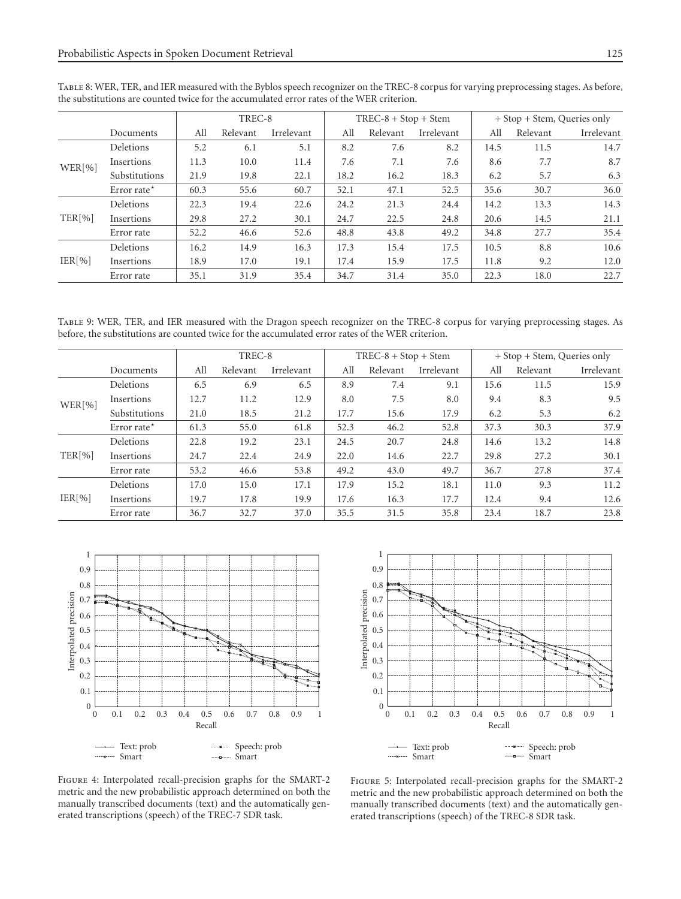Table 8: WER, TER, and IER measured with the Byblos speech recognizer on the TREC-8 corpus for varying preprocessing stages. As before, the substitutions are counted twice for the accumulated error rates of the WER criterion.

| | | TREC-8 | | | TREC-8 + Stop + Stem | | | + Stop + Stem, Queries only | | |
|---|---|---|---|---|---|---|---|---|---|---|
| | Documents | All | Relevant | Irrelevant | All | Relevant | Irrelevant | All | Relevant | Irrelevant |
| WER[%] | Deletions | 5.2 | 6.1 | 5.1 | 8.2 | 7.6 | 8.2 | 14.5 | 11.5 | 14.7 |
| | Insertions | 11.3 | 10.0 | 11.4 | 7.6 | 7.1 | 7.6 | 8.6 | 7.7 | 8.7 |
| | Substitutions | 21.9 | 19.8 | 22.1 | 18.2 | 16.2 | 18.3 | 6.2 | 5.7 | 6.3 |
| | Error rate* | 60.3 | 55.6 | 60.7 | 52.1 | 47.1 | 52.5 | 35.6 | 30.7 | 36.0 |
| TER[%] | Deletions | 22.3 | 19.4 | 22.6 | 24.2 | 21.3 | 24.4 | 14.2 | 13.3 | 14.3 |
| | Insertions | 29.8 | 27.2 | 30.1 | 24.7 | 22.5 | 24.8 | 20.6 | 14.5 | 21.1 |
| | Error rate | 52.2 | 46.6 | 52.6 | 48.8 | 43.8 | 49.2 | 34.8 | 27.7 | 35.4 |
| IER[%] | Deletions | 16.2 | 14.9 | 16.3 | 17.3 | 15.4 | 17.5 | 10.5 | 8.8 | 10.6 |
| | Insertions | 18.9 | 17.0 | 19.1 | 17.4 | 15.9 | 17.5 | 11.8 | 9.2 | 12.0 |
| | Error rate | 35.1 | 31.9 | 35.4 | 34.7 | 31.4 | 35.0 | 22.3 | 18.0 | 22.7 |

Table 9: WER, TER, and IER measured with the Dragon speech recognizer on the TREC-8 corpus for varying preprocessing stages. As before, the substitutions are counted twice for the accumulated error rates of the WER criterion.

| | | TREC-8 | | | TREC-8 + Stop + Stem | | | + Stop + Stem, Queries only | | |
|---|---|---|---|---|---|---|---|---|---|---|
| | Documents | All | Relevant | Irrelevant | All | Relevant | Irrelevant | All | Relevant | Irrelevant |
| WER[%] | Deletions | 6.5 | 6.9 | 6.5 | 8.9 | 7.4 | 9.1 | 15.6 | 11.5 | 15.9 |
| | Insertions | 12.7 | 11.2 | 12.9 | 8.0 | 7.5 | 8.0 | 9.4 | 8.3 | 9.5 |
| | Substitutions | 21.0 | 18.5 | 21.2 | 17.7 | 15.6 | 17.9 | 6.2 | 5.3 | 6.2 |
| | Error rate* | 61.3 | 55.0 | 61.8 | 52.3 | 46.2 | 52.8 | 37.3 | 30.3 | 37.9 |
| TER[%] | Deletions | 22.8 | 19.2 | 23.1 | 24.5 | 20.7 | 24.8 | 14.6 | 13.2 | 14.8 |
| | Insertions | 24.7 | 22.4 | 24.9 | 22.0 | 14.6 | 22.7 | 29.8 | 27.2 | 30.1 |
| | Error rate | 53.2 | 46.6 | 53.8 | 49.2 | 43.0 | 49.7 | 36.7 | 27.8 | 37.4 |
| IER[%] | Deletions | 17.0 | 15.0 | 17.1 | 17.9 | 15.2 | 18.1 | 11.0 | 9.3 | 11.2 |
| | Insertions | 19.7 | 17.8 | 19.9 | 17.6 | 16.3 | 17.7 | 12.4 | 9.4 | 12.6 |
| | Error rate | 36.7 | 32.7 | 37.0 | 35.5 | 31.5 | 35.8 | 23.4 | 18.7 | 23.8 |

Figure 4: Interpolated recall-precision graphs for the SMART-2 metric and the new probabilistic approach determined on both the manually transcribed documents (text) and the automatically generated transcriptions (speech) of the TREC-7 SDR task.

Figure 5: Interpolated recall-precision graphs for the SMART-2 metric and the new probabilistic approach determined on both the manually transcribed documents (text) and the automatically generated transcriptions (speech) of the TREC-8 SDR task.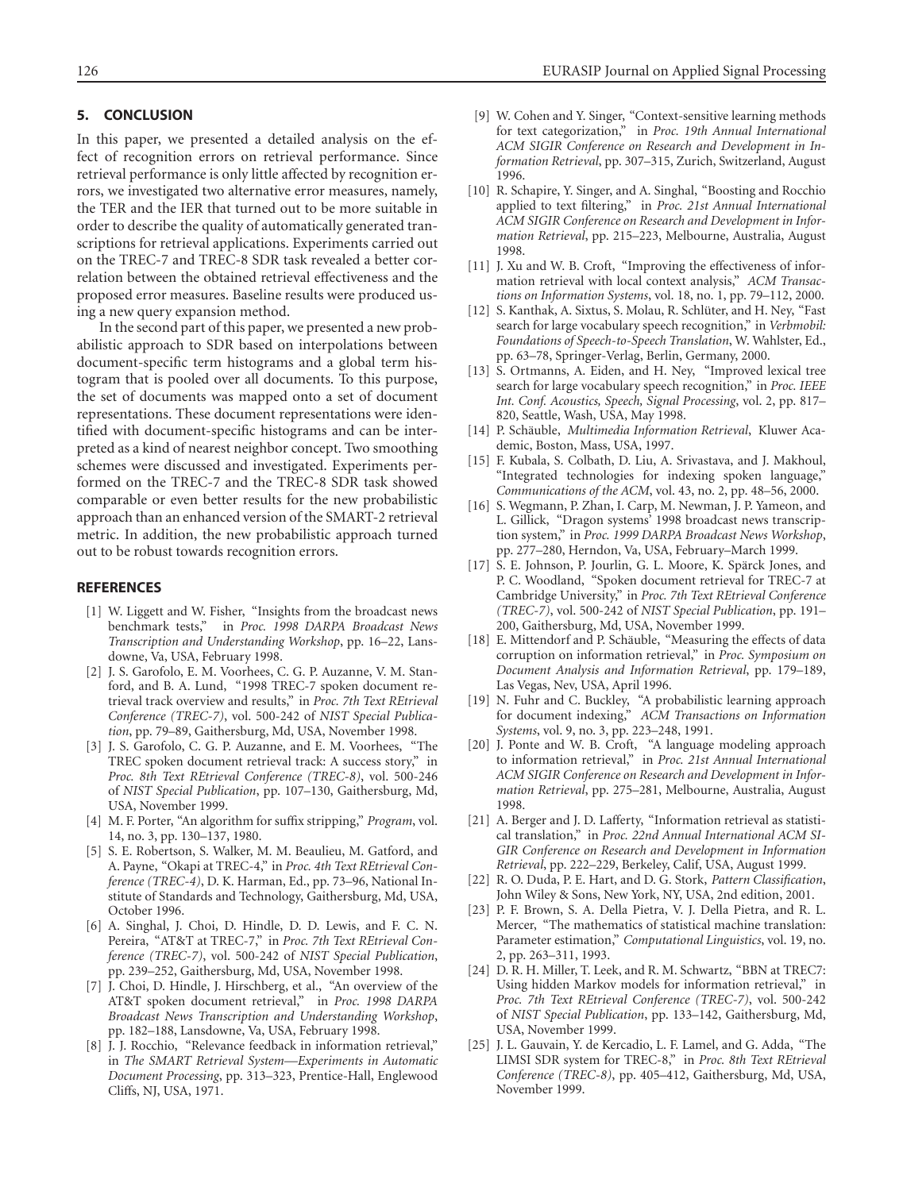## 5. CONCLUSION

In this paper, we presented a detailed analysis on the effect of recognition errors on retrieval performance. Since retrieval performance is only little affected by recognition errors, we investigated two alternative error measures, namely, the TER and the IER that turned out to be more suitable in order to describe the quality of automatically generated transcriptions for retrieval applications. Experiments carried out on the TREC-7 and TREC-8 SDR task revealed a better correlation between the obtained retrieval effectiveness and the proposed error measures. Baseline results were produced using a new query expansion method.

In the second part of this paper, we presented a new probabilistic approach to SDR based on interpolations between document-specific term histograms and a global term histogram that is pooled over all documents. To this purpose, the set of documents was mapped onto a set of document representations. These document representations were identified with document-specific histograms and can be interpreted as a kind of nearest neighbor concept. Two smoothing schemes were discussed and investigated. Experiments performed on the TREC-7 and the TREC-8 SDR task showed comparable or even better results for the new probabilistic approach than an enhanced version of the SMART-2 retrieval metric. In addition, the new probabilistic approach turned out to be robust towards recognition errors.

## REFERENCES

[1] W. Liggett and W. Fisher, "Insights from the broadcast news benchmark tests," in *Proc. 1998 DARPA Broadcast News Transcription and Understanding Workshop*, pp. 16–22, Lansdowne, Va, USA, February 1998.

[2] J. S. Garofolo, E. M. Voorhees, C. G. P. Auzanne, V. M. Stanford, and B. A. Lund, "1998 TREC-7 spoken document retrieval track overview and results," in *Proc. 7th Text REtrieval Conference (TREC-7)*, vol. 500-242 of *NIST Special Publication*, pp. 79–89, Gaithersburg, Md, USA, November 1998.

[3] J. S. Garofolo, C. G. P. Auzanne, and E. M. Voorhees, "The TREC spoken document retrieval track: A success story," in *Proc. 8th Text REtrieval Conference (TREC-8)*, vol. 500-246 of *NIST Special Publication*, pp. 107–130, Gaithersburg, Md, USA, November 1999.

[4] M. F. Porter, "An algorithm for suffix stripping," *Program*, vol. 14, no. 3, pp. 130–137, 1980.

[5] S. E. Robertson, S. Walker, M. M. Beaulieu, M. Gatford, and A. Payne, "Okapi at TREC-4," in *Proc. 4th Text REtrieval Conference (TREC-4)*, D. K. Harman, Ed., pp. 73–96, National Institute of Standards and Technology, Gaithersburg, Md, USA, October 1996.

[6] A. Singhal, J. Choi, D. Hindle, D. D. Lewis, and F. C. N. Pereira, "AT&T at TREC-7," in *Proc. 7th Text REtrieval Conference (TREC-7)*, vol. 500-242 of *NIST Special Publication*, pp. 239–252, Gaithersburg, Md, USA, November 1998.

[7] J. Choi, D. Hindle, J. Hirschberg, et al., "An overview of the AT&T spoken document retrieval," in *Proc. 1998 DARPA Broadcast News Transcription and Understanding Workshop*, pp. 182–188, Lansdowne, Va, USA, February 1998.

[8] J. J. Rocchio, "Relevance feedback in information retrieval," in *The SMART Retrieval System—Experiments in Automatic Document Processing*, pp. 313–323, Prentice-Hall, Englewood Cliffs, NJ, USA, 1971.

[9] W. Cohen and Y. Singer, "Context-sensitive learning methods for text categorization," in *Proc. 19th Annual International ACM SIGIR Conference on Research and Development in Information Retrieval*, pp. 307–315, Zurich, Switzerland, August 1996.

[10] R. Schapire, Y. Singer, and A. Singhal, "Boosting and Rocchio applied to text filtering," in *Proc. 21st Annual International ACM SIGIR Conference on Research and Development in Information Retrieval*, pp. 215–223, Melbourne, Australia, August 1998.

[11] J. Xu and W. B. Croft, "Improving the effectiveness of information retrieval with local context analysis," *ACM Transactions on Information Systems*, vol. 18, no. 1, pp. 79–112, 2000.

[12] S. Kanthak, A. Sixtus, S. Molau, R. Schlüter, and H. Ney, "Fast search for large vocabulary speech recognition," in *Verbmobil: Foundations of Speech-to-Speech Translation*, W. Wahlster, Ed., pp. 63–78, Springer-Verlag, Berlin, Germany, 2000.

[13] S. Ortmanns, A. Eiden, and H. Ney, "Improved lexical tree search for large vocabulary speech recognition," in *Proc. IEEE Int. Conf. Acoustics, Speech, Signal Processing*, vol. 2, pp. 817–820, Seattle, Wash, USA, May 1998.

[14] P. Schäuble, *Multimedia Information Retrieval*, Kluwer Academic, Boston, Mass, USA, 1997.

[15] F. Kubala, S. Colbath, D. Liu, A. Srivastava, and J. Makhoul, "Integrated technologies for indexing spoken language," *Communications of the ACM*, vol. 43, no. 2, pp. 48–56, 2000.

[16] S. Wegmann, P. Zhan, I. Carp, M. Newman, J. P. Yameon, and L. Gillick, "Dragon systems' 1998 broadcast news transcription system," in *Proc. 1999 DARPA Broadcast News Workshop*, pp. 277–280, Herndon, Va, USA, February–March 1999.

[17] S. E. Johnson, P. Jourlin, G. L. Moore, K. Spärck Jones, and P. C. Woodland, "Spoken document retrieval for TREC-7 at Cambridge University," in *Proc. 7th Text REtrieval Conference (TREC-7)*, vol. 500-242 of *NIST Special Publication*, pp. 191–200, Gaithersburg, Md, USA, November 1999.

[18] E. Mittendorf and P. Schäuble, "Measuring the effects of data corruption on information retrieval," in *Proc. Symposium on Document Analysis and Information Retrieval*, pp. 179–189, Las Vegas, Nev, USA, April 1996.

[19] N. Fuhr and C. Buckley, "A probabilistic learning approach for document indexing," *ACM Transactions on Information Systems*, vol. 9, no. 3, pp. 223–248, 1991.

[20] J. Ponte and W. B. Croft, "A language modeling approach to information retrieval," in *Proc. 21st Annual International ACM SIGIR Conference on Research and Development in Information Retrieval*, pp. 275–281, Melbourne, Australia, August 1998.

[21] A. Berger and J. D. Lafferty, "Information retrieval as statistical translation," in *Proc. 22nd Annual International ACM SIGIR Conference on Research and Development in Information Retrieval*, pp. 222–229, Berkeley, Calif, USA, August 1999.

[22] R. O. Duda, P. E. Hart, and D. G. Stork, *Pattern Classification*, John Wiley & Sons, New York, NY, USA, 2nd edition, 2001.

[23] P. F. Brown, S. A. Della Pietra, V. J. Della Pietra, and R. L. Mercer, "The mathematics of statistical machine translation: Parameter estimation," *Computational Linguistics*, vol. 19, no. 2, pp. 263–311, 1993.

[24] D. R. H. Miller, T. Leek, and R. M. Schwartz, "BBN at TREC7: Using hidden Markov models for information retrieval," in *Proc. 7th Text REtrieval Conference (TREC-7)*, vol. 500-242 of *NIST Special Publication*, pp. 133–142, Gaithersburg, Md, USA, November 1999.

[25] J. L. Gauvain, Y. de Kercadio, L. F. Lamel, and G. Adda, "The LIMSI SDR system for TREC-8," in *Proc. 8th Text REtrieval Conference (TREC-8)*, pp. 405–412, Gaithersburg, Md, USA, November 1999.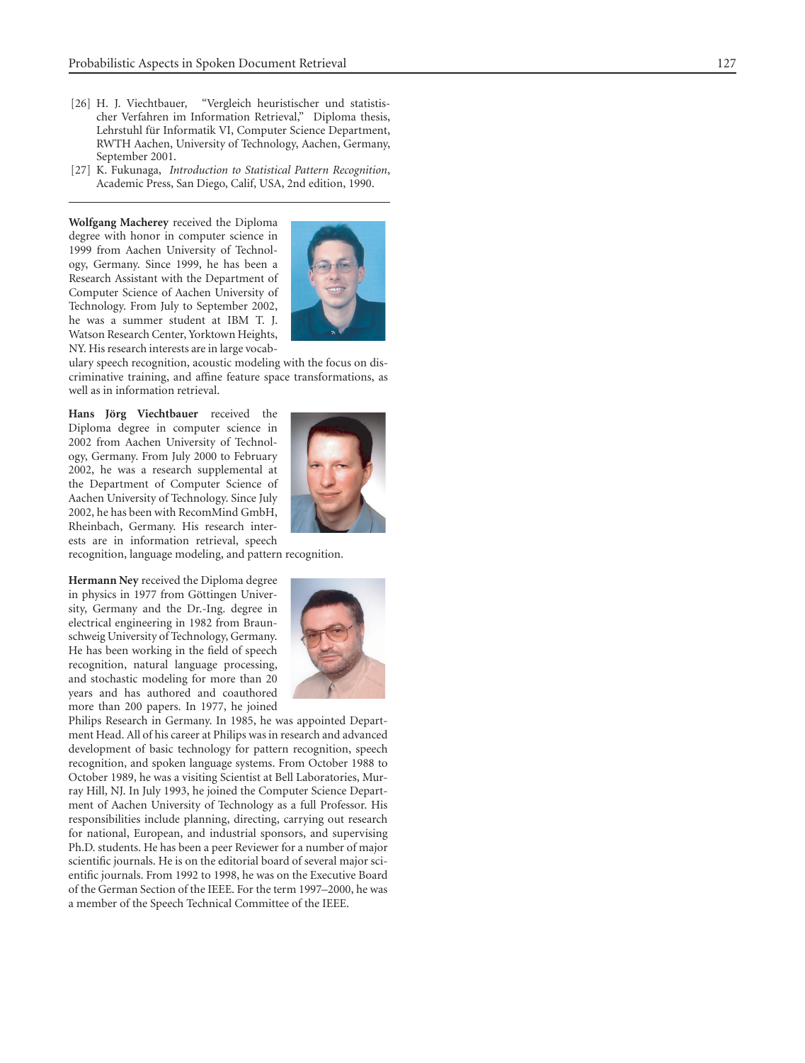[26] H. J. Viechtbauer, "Vergleich heuristischer und statistischer Verfahren im Information Retrieval," Diploma thesis, Lehrstuhl für Informatik VI, Computer Science Department, RWTH Aachen, University of Technology, Aachen, Germany, September 2001.

[27] K. Fukunaga, *Introduction to Statistical Pattern Recognition*, Academic Press, San Diego, Calif, USA, 2nd edition, 1990.

---

**Wolfgang Macherey** received the Diploma degree with honor in computer science in 1999 from Aachen University of Technology, Germany. Since 1999, he has been a Research Assistant with the Department of Computer Science of Aachen University of Technology. From July to September 2002, he was a summer student at IBM T. J. Watson Research Center, Yorktown Heights, NY. His research interests are in large vocabulary speech recognition, acoustic modeling with the focus on discriminative training, and affine feature space transformations, as well as in information retrieval.

**Hans Jörg Viechtbauer** received the Diploma degree in computer science in 2002 from Aachen University of Technology, Germany. From July 2000 to February 2002, he was a research supplemental at the Department of Computer Science of Aachen University of Technology. Since July 2002, he has been with RecomMind GmbH, Rheinbach, Germany. His research interests are in information retrieval, speech recognition, language modeling, and pattern recognition.

**Hermann Ney** received the Diploma degree in physics in 1977 from Göttingen University, Germany and the Dr.-Ing. degree in electrical engineering in 1982 from Braunschweig University of Technology, Germany. He has been working in the field of speech recognition, natural language processing, and stochastic modeling for more than 20 years and has authored and coauthored more than 200 papers. In 1977, he joined Philips Research in Germany. In 1985, he was appointed Department Head. All of his career at Philips was in research and advanced development of basic technology for pattern recognition, speech recognition, and spoken language systems. From October 1988 to October 1989, he was a visiting Scientist at Bell Laboratories, Murray Hill, NJ. In July 1993, he joined the Computer Science Department of Aachen University of Technology as a full Professor. His responsibilities include planning, directing, carrying out research for national, European, and industrial sponsors, and supervising Ph.D. students. He has been a peer Reviewer for a number of major scientific journals. He is on the editorial board of several major scientific journals. From 1992 to 1998, he was on the Executive Board of the German Section of the IEEE. For the term 1997–2000, he was a member of the Speech Technical Committee of the IEEE.